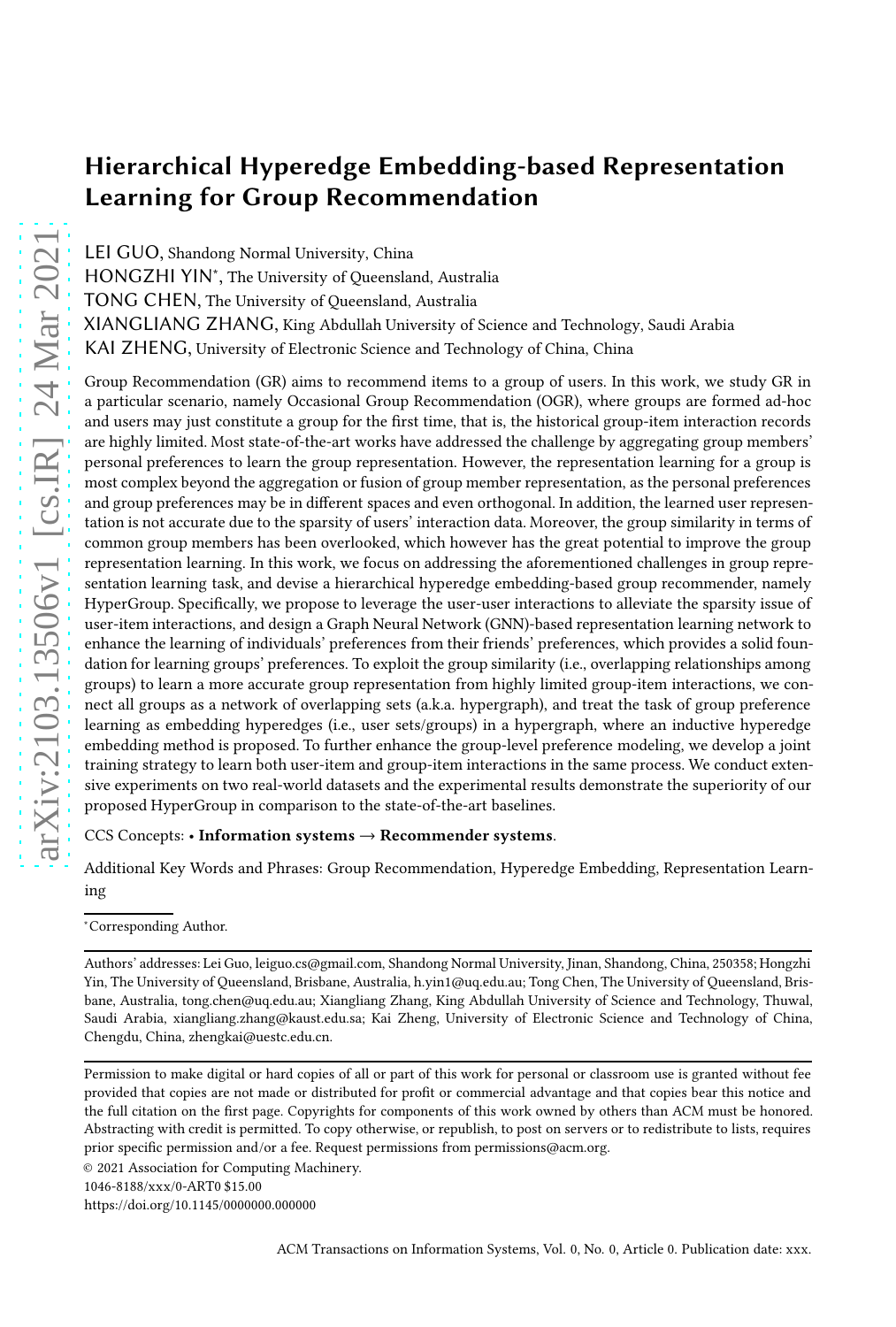# Hierarchical Hyperedge Embedding-based Representation Learning for Group Recommendation

LEI GUO, Shandong Normal University, China

HONGZHI YIN*, The University of Queensland, Australia

TONG CHEN, The University of Queensland, Australia

XIANGLIANG ZHANG, King Abdullah University of Science and Technology, Saudi Arabia

KAI ZHENG, University of Electronic Science and Technology of China, China

Group Recommendation (GR) aims to recommend items to a group of users. In this work, we study GR in a particular scenario, namely Occasional Group Recommendation (OGR), where groups are formed ad-hoc and users may just constitute a group for the first time, that is, the historical group-item interaction records are highly limited. Most state-of-the-art works have addressed the challenge by aggregating group members' personal preferences to learn the group representation. However, the representation learning for a group is most complex beyond the aggregation or fusion of group member representation, as the personal preferences and group preferences may be in different spaces and even orthogonal. In addition, the learned user representation is not accurate due to the sparsity of users' interaction data. Moreover, the group similarity in terms of common group members has been overlooked, which however has the great potential to improve the group representation learning. In this work, we focus on addressing the aforementioned challenges in group representation learning task, and devise a hierarchical hyperedge embedding-based group recommender, namely HyperGroup. Specifically, we propose to leverage the user-user interactions to alleviate the sparsity issue of user-item interactions, and design a Graph Neural Network (GNN)-based representation learning network to enhance the learning of individuals' preferences from their friends' preferences, which provides a solid foundation for learning groups' preferences. To exploit the group similarity (i.e., overlapping relationships among groups) to learn a more accurate group representation from highly limited group-item interactions, we connect all groups as a network of overlapping sets (a.k.a. hypergraph), and treat the task of group preference learning as embedding hyperedges (i.e., user sets/groups) in a hypergraph, where an inductive hyperedge embedding method is proposed. To further enhance the group-level preference modeling, we develop a joint training strategy to learn both user-item and group-item interactions in the same process. We conduct extensive experiments on two real-world datasets and the experimental results demonstrate the superiority of our proposed HyperGroup in comparison to the state-of-the-art baselines.

CCS Concepts: • **Information systems → Recommender systems**.

Additional Key Words and Phrases: Group Recommendation, Hyperedge Embedding, Representation Learning

*Corresponding Author.

Authors' addresses: Lei Guo, leiguo.cs@gmail.com, Shandong Normal University, Jinan, Shandong, China, 250358; Hongzhi Yin, The University of Queensland, Brisbane, Australia, h.yin1@uq.edu.au; Tong Chen, The University of Queensland, Brisbane, Australia, tong.chen@uq.edu.au; Xiangliang Zhang, King Abdullah University of Science and Technology, Thuwal, Saudi Arabia, xiangliang.zhang@kaust.edu.sa; Kai Zheng, University of Electronic Science and Technology of China, Chengdu, China, zhengkai@uestc.edu.cn.

Permission to make digital or hard copies of all or part of this work for personal or classroom use is granted without fee provided that copies are not made or distributed for profit or commercial advantage and that copies bear this notice and the full citation on the first page. Copyrights for components of this work owned by others than ACM must be honored. Abstracting with credit is permitted. To copy otherwise, or republish, to post on servers or to redistribute to lists, requires prior specific permission and/or a fee. Request permissions from permissions@acm.org.

© 2021 Association for Computing Machinery.

1046-8188/xxx/0-ART0 $15.00

https://doi.org/10.1145/0000000.000000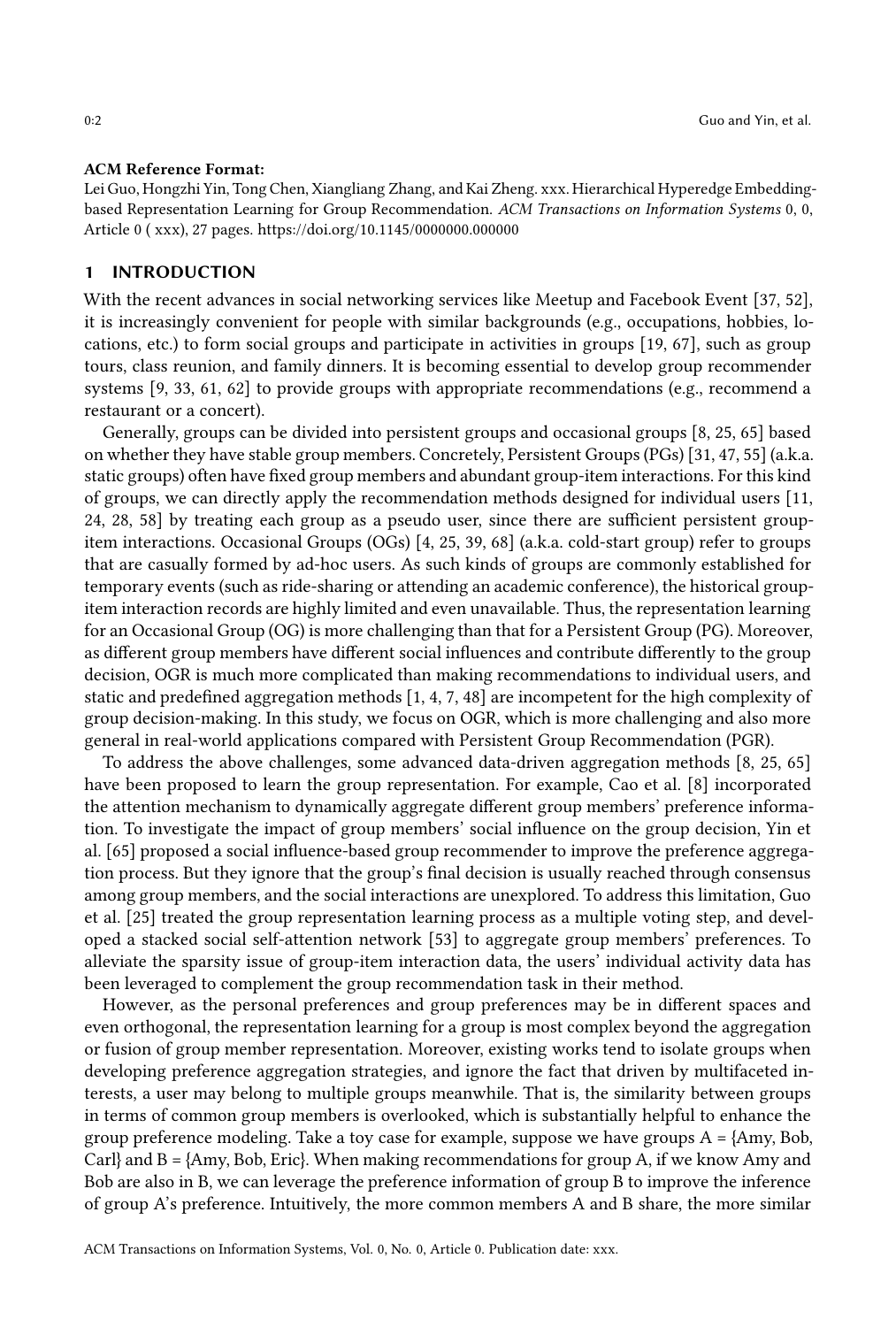**ACM Reference Format:**
Lei Guo, Hongzhi Yin, Tong Chen, Xiangliang Zhang, and Kai Zheng. xxx. Hierarchical Hyperedge Embedding-based Representation Learning for Group Recommendation. *ACM Transactions on Information Systems* 0, 0, Article 0 ( xxx), 27 pages. https://doi.org/10.1145/0000000.000000

## 1 INTRODUCTION

With the recent advances in social networking services like Meetup and Facebook Event [37, 52], it is increasingly convenient for people with similar backgrounds (e.g., occupations, hobbies, locations, etc.) to form social groups and participate in activities in groups [19, 67], such as group tours, class reunion, and family dinners. It is becoming essential to develop group recommender systems [9, 33, 61, 62] to provide groups with appropriate recommendations (e.g., recommend a restaurant or a concert).

Generally, groups can be divided into persistent groups and occasional groups [8, 25, 65] based on whether they have stable group members. Concretely, Persistent Groups (PGs) [31, 47, 55] (a.k.a. static groups) often have fixed group members and abundant group-item interactions. For this kind of groups, we can directly apply the recommendation methods designed for individual users [11, 24, 28, 58] by treating each group as a pseudo user, since there are sufficient persistent group-item interactions. Occasional Groups (OGs) [4, 25, 39, 68] (a.k.a. cold-start group) refer to groups that are casually formed by ad-hoc users. As such kinds of groups are commonly established for temporary events (such as ride-sharing or attending an academic conference), the historical group-item interaction records are highly limited and even unavailable. Thus, the representation learning for an Occasional Group (OG) is more challenging than that for a Persistent Group (PG). Moreover, as different group members have different social influences and contribute differently to the group decision, OGR is much more complicated than making recommendations to individual users, and static and predefined aggregation methods [1, 4, 7, 48] are incompetent for the high complexity of group decision-making. In this study, we focus on OGR, which is more challenging and also more general in real-world applications compared with Persistent Group Recommendation (PGR).

To address the above challenges, some advanced data-driven aggregation methods [8, 25, 65] have been proposed to learn the group representation. For example, Cao et al. [8] incorporated the attention mechanism to dynamically aggregate different group members' preference information. To investigate the impact of group members' social influence on the group decision, Yin et al. [65] proposed a social influence-based group recommender to improve the preference aggregation process. But they ignore that the group's final decision is usually reached through consensus among group members, and the social interactions are unexplored. To address this limitation, Guo et al. [25] treated the group representation learning process as a multiple voting step, and developed a stacked social self-attention network [53] to aggregate group members' preferences. To alleviate the sparsity issue of group-item interaction data, the users' individual activity data has been leveraged to complement the group recommendation task in their method.

However, as the personal preferences and group preferences may be in different spaces and even orthogonal, the representation learning for a group is most complex beyond the aggregation or fusion of group member representation. Moreover, existing works tend to isolate groups when developing preference aggregation strategies, and ignore the fact that driven by multifaceted interests, a user may belong to multiple groups meanwhile. That is, the similarity between groups in terms of common group members is overlooked, which is substantially helpful to enhance the group preference modeling. Take a toy case for example, suppose we have groups A = {Amy, Bob, Carl} and B = {Amy, Bob, Eric}. When making recommendations for group A, if we know Amy and Bob are also in B, we can leverage the preference information of group B to improve the inference of group A's preference. Intuitively, the more common members A and B share, the more similar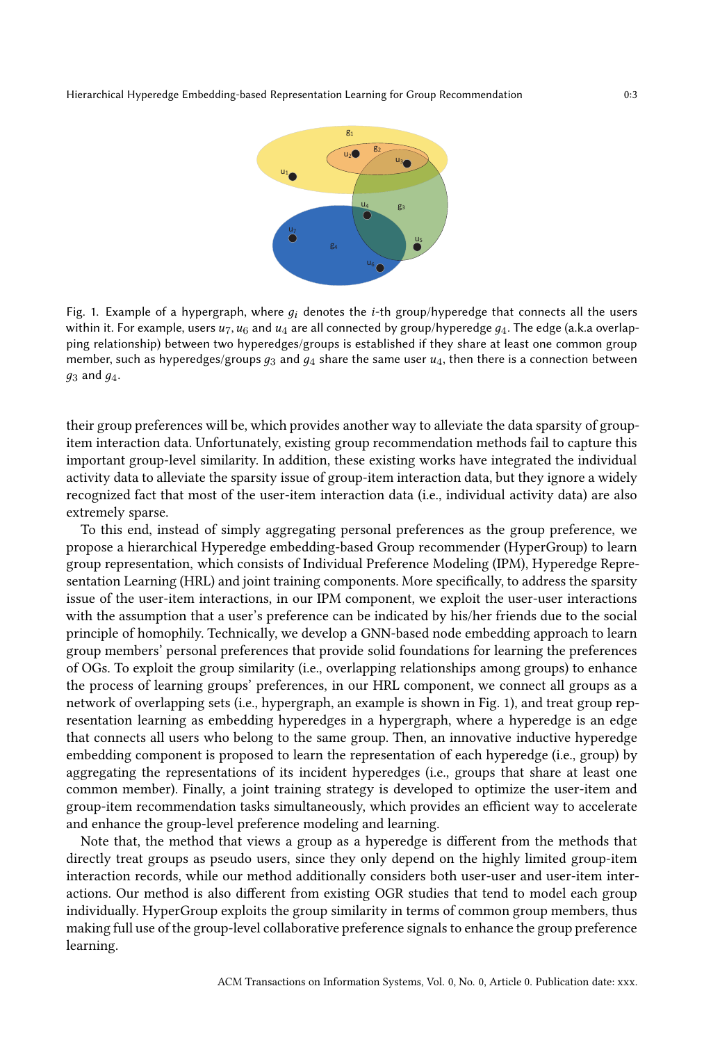Fig. 1. Example of a hypergraph, where $g_i$ denotes the $i$-th group/hyperedge that connects all the users within it. For example, users $u_7, u_6$ and $u_4$ are all connected by group/hyperedge $g_4$. The edge (a.k.a overlapping relationship) between two hyperedges/groups is established if they share at least one common group member, such as hyperedges/groups $g_3$ and $g_4$ share the same user $u_4$, then there is a connection between $g_3$ and $g_4$.

their group preferences will be, which provides another way to alleviate the data sparsity of group-item interaction data. Unfortunately, existing group recommendation methods fail to capture this important group-level similarity. In addition, these existing works have integrated the individual activity data to alleviate the sparsity issue of group-item interaction data, but they ignore a widely recognized fact that most of the user-item interaction data (i.e., individual activity data) are also extremely sparse.

To this end, instead of simply aggregating personal preferences as the group preference, we propose a hierarchical Hyperedge embedding-based Group recommender (HyperGroup) to learn group representation, which consists of Individual Preference Modeling (IPM), Hyperedge Representation Learning (HRL) and joint training components. More specifically, to address the sparsity issue of the user-item interactions, in our IPM component, we exploit the user-user interactions with the assumption that a user's preference can be indicated by his/her friends due to the social principle of homophily. Technically, we develop a GNN-based node embedding approach to learn group members' personal preferences that provide solid foundations for learning the preferences of OGs. To exploit the group similarity (i.e., overlapping relationships among groups) to enhance the process of learning groups' preferences, in our HRL component, we connect all groups as a network of overlapping sets (i.e., hypergraph, an example is shown in Fig. 1), and treat group representation learning as embedding hyperedges in a hypergraph, where a hyperedge is an edge that connects all users who belong to the same group. Then, an innovative inductive hyperedge embedding component is proposed to learn the representation of each hyperedge (i.e., group) by aggregating the representations of its incident hyperedges (i.e., groups that share at least one common member). Finally, a joint training strategy is developed to optimize the user-item and group-item recommendation tasks simultaneously, which provides an efficient way to accelerate and enhance the group-level preference modeling and learning.

Note that, the method that views a group as a hyperedge is different from the methods that directly treat groups as pseudo users, since they only depend on the highly limited group-item interaction records, while our method additionally considers both user-user and user-item interactions. Our method is also different from existing OGR studies that tend to model each group individually. HyperGroup exploits the group similarity in terms of common group members, thus making full use of the group-level collaborative preference signals to enhance the group preference learning.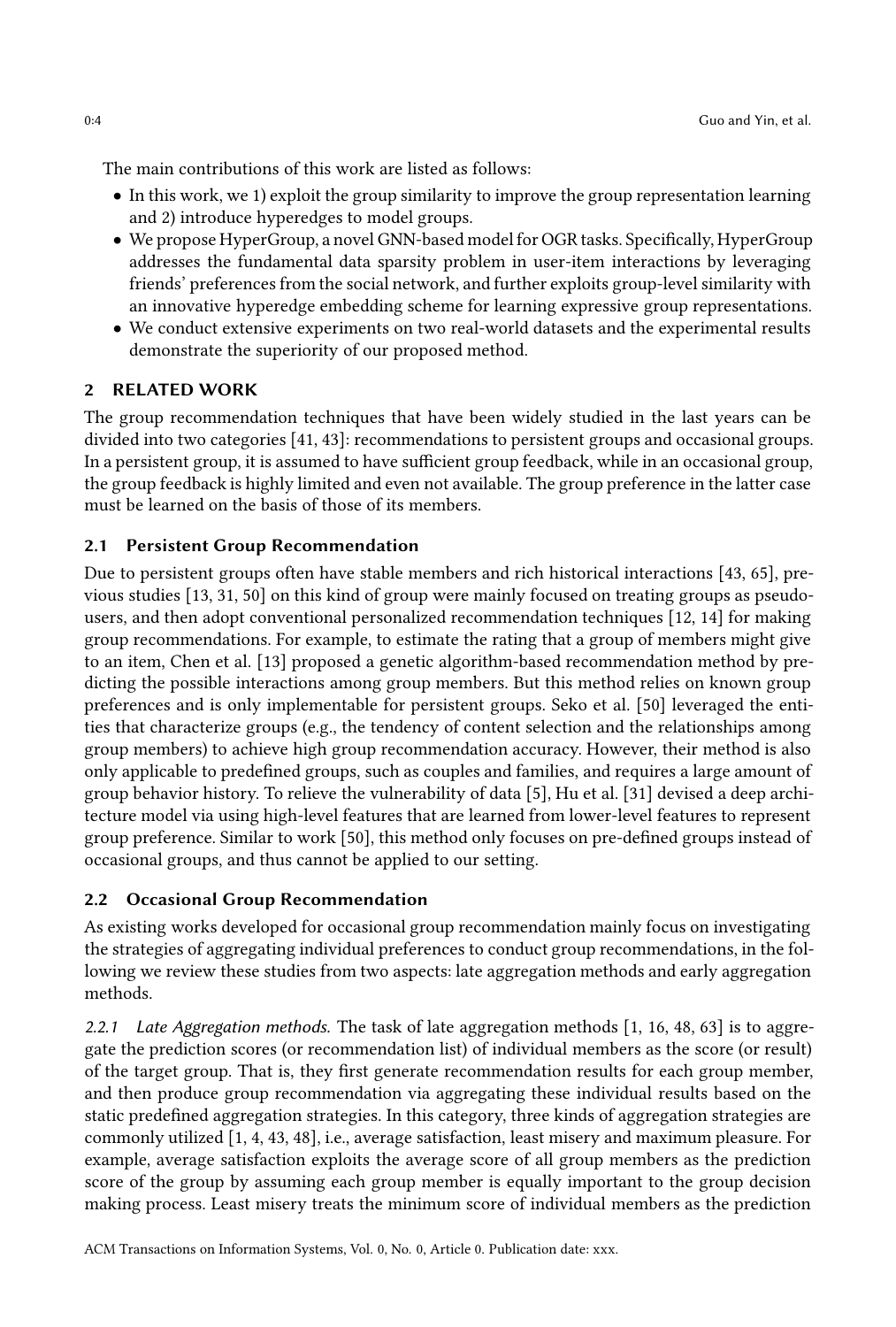The main contributions of this work are listed as follows:

- In this work, we 1) exploit the group similarity to improve the group representation learning and 2) introduce hyperedges to model groups.
- We propose HyperGroup, a novel GNN-based model for OGR tasks. Specifically, HyperGroup addresses the fundamental data sparsity problem in user-item interactions by leveraging friends' preferences from the social network, and further exploits group-level similarity with an innovative hyperedge embedding scheme for learning expressive group representations.
- We conduct extensive experiments on two real-world datasets and the experimental results demonstrate the superiority of our proposed method.

## 2 RELATED WORK

The group recommendation techniques that have been widely studied in the last years can be divided into two categories [41, 43]: recommendations to persistent groups and occasional groups. In a persistent group, it is assumed to have sufficient group feedback, while in an occasional group, the group feedback is highly limited and even not available. The group preference in the latter case must be learned on the basis of those of its members.

### 2.1 Persistent Group Recommendation

Due to persistent groups often have stable members and rich historical interactions [43, 65], previous studies [13, 31, 50] on this kind of group were mainly focused on treating groups as pseudo-users, and then adopt conventional personalized recommendation techniques [12, 14] for making group recommendations. For example, to estimate the rating that a group of members might give to an item, Chen et al. [13] proposed a genetic algorithm-based recommendation method by predicting the possible interactions among group members. But this method relies on known group preferences and is only implementable for persistent groups. Seko et al. [50] leveraged the entities that characterize groups (e.g., the tendency of content selection and the relationships among group members) to achieve high group recommendation accuracy. However, their method is also only applicable to predefined groups, such as couples and families, and requires a large amount of group behavior history. To relieve the vulnerability of data [5], Hu et al. [31] devised a deep architecture model via using high-level features that are learned from lower-level features to represent group preference. Similar to work [50], this method only focuses on pre-defined groups instead of occasional groups, and thus cannot be applied to our setting.

### 2.2 Occasional Group Recommendation

As existing works developed for occasional group recommendation mainly focus on investigating the strategies of aggregating individual preferences to conduct group recommendations, in the following we review these studies from two aspects: late aggregation methods and early aggregation methods.

#### 2.2.1 Late Aggregation methods.

The task of late aggregation methods [1, 16, 48, 63] is to aggregate the prediction scores (or recommendation list) of individual members as the score (or result) of the target group. That is, they first generate recommendation results for each group member, and then produce group recommendation via aggregating these individual results based on the static predefined aggregation strategies. In this category, three kinds of aggregation strategies are commonly utilized [1, 4, 43, 48], i.e., average satisfaction, least misery and maximum pleasure. For example, average satisfaction exploits the average score of all group members as the prediction score of the group by assuming each group member is equally important to the group decision making process. Least misery treats the minimum score of individual members as the prediction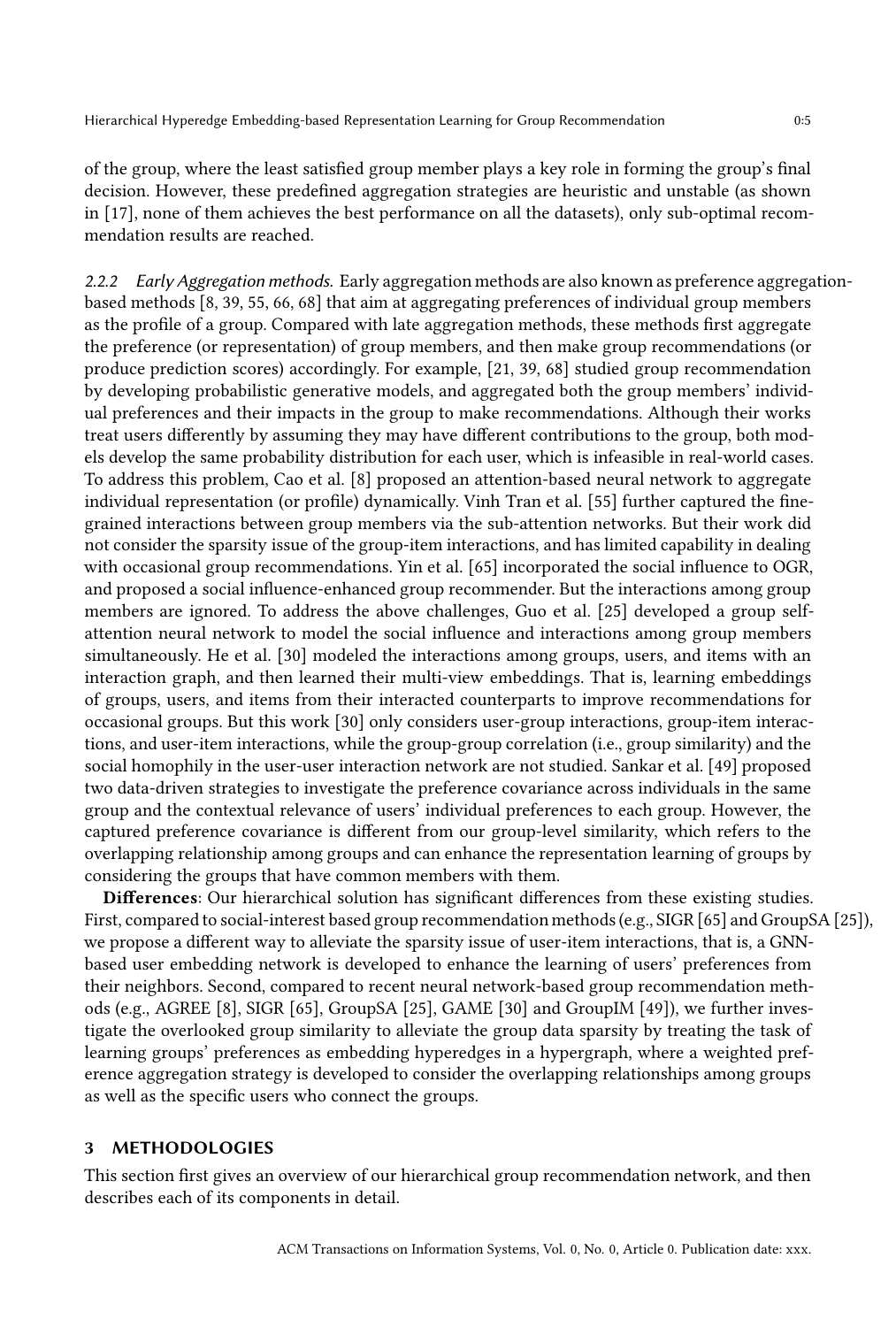of the group, where the least satisfied group member plays a key role in forming the group's final decision. However, these predefined aggregation strategies are heuristic and unstable (as shown in [17], none of them achieves the best performance on all the datasets), only sub-optimal recommendation results are reached.

#### 2.2.2 *Early Aggregation methods.*

Early aggregation methods are also known as preference aggregation-based methods [8, 39, 55, 66, 68] that aim at aggregating preferences of individual group members as the profile of a group. Compared with late aggregation methods, these methods first aggregate the preference (or representation) of group members, and then make group recommendations (or produce prediction scores) accordingly. For example, [21, 39, 68] studied group recommendation by developing probabilistic generative models, and aggregated both the group members' individual preferences and their impacts in the group to make recommendations. Although their works treat users differently by assuming they may have different contributions to the group, both models develop the same probability distribution for each user, which is infeasible in real-world cases. To address this problem, Cao et al. [8] proposed an attention-based neural network to aggregate individual representation (or profile) dynamically. Vinh Tran et al. [55] further captured the fine-grained interactions between group members via the sub-attention networks. But their work did not consider the sparsity issue of the group-item interactions, and has limited capability in dealing with occasional group recommendations. Yin et al. [65] incorporated the social influence to OGR, and proposed a social influence-enhanced group recommender. But the interactions among group members are ignored. To address the above challenges, Guo et al. [25] developed a group self-attention neural network to model the social influence and interactions among group members simultaneously. He et al. [30] modeled the interactions among groups, users, and items with an interaction graph, and then learned their multi-view embeddings. That is, learning embeddings of groups, users, and items from their interacted counterparts to improve recommendations for occasional groups. But this work [30] only considers user-group interactions, group-item interactions, and user-item interactions, while the group-group correlation (i.e., group similarity) and the social homophily in the user-user interaction network are not studied. Sankar et al. [49] proposed two data-driven strategies to investigate the preference covariance across individuals in the same group and the contextual relevance of users' individual preferences to each group. However, the captured preference covariance is different from our group-level similarity, which refers to the overlapping relationship among groups and can enhance the representation learning of groups by considering the groups that have common members with them.

**Differences**: Our hierarchical solution has significant differences from these existing studies. First, compared to social-interest based group recommendation methods (e.g., SIGR [65] and GroupSA [25]), we propose a different way to alleviate the sparsity issue of user-item interactions, that is, a GNN-based user embedding network is developed to enhance the learning of users' preferences from their neighbors. Second, compared to recent neural network-based group recommendation methods (e.g., AGREE [8], SIGR [65], GroupSA [25], GAME [30] and GroupIM [49]), we further investigate the overlooked group similarity to alleviate the group data sparsity by treating the task of learning groups' preferences as embedding hyperedges in a hypergraph, where a weighted preference aggregation strategy is developed to consider the overlapping relationships among groups as well as the specific users who connect the groups.

## 3 METHODOLOGIES

This section first gives an overview of our hierarchical group recommendation network, and then describes each of its components in detail.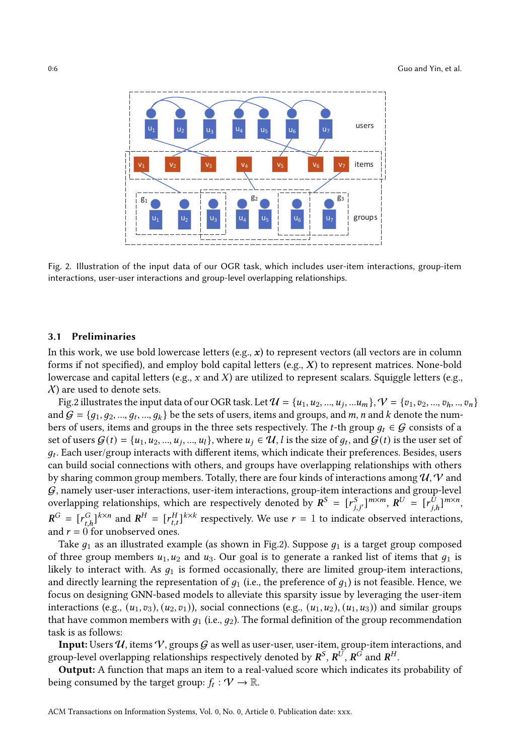Fig. 2. Illustration of the input data of our OGR task, which includes user-item interactions, group-item interactions, user-user interactions and group-level overlapping relationships.

### 3.1 Preliminaries

In this work, we use bold lowercase letters (e.g., $\boldsymbol{x}$) to represent vectors (all vectors are in column forms if not specified), and employ bold capital letters (e.g., $\boldsymbol{X}$) to represent matrices. None-bold lowercase and capital letters (e.g., $x$ and $X$) are utilized to represent scalars. Squiggle letters (e.g., $\mathcal{X}$) are used to denote sets.

Fig.2 illustrates the input data of our OGR task. Let $\mathcal{U} = \{u_1, u_2, ..., u_j, ...u_m\}$, $\mathcal{V} = \{v_1, v_2, ..., v_h, .., v_n\}$ and $\mathcal{G} = \{g_1, g_2, ..., g_t, ..., g_k\}$ be the sets of users, items and groups, and $m$, $n$ and $k$ denote the numbers of users, items and groups in the three sets respectively. The $t$-th group $g_t \in \mathcal{G}$ consists of a set of users $\mathcal{G}(t) = \{u_1, u_2, ..., u_j, ..., u_l\}$, where $u_j \in \mathcal{U}$, $l$ is the size of $g_t$, and $\mathcal{G}(t)$ is the user set of $g_t$. Each user/group interacts with different items, which indicate their preferences. Besides, users can build social connections with others, and groups have overlapping relationships with others by sharing common group members. Totally, there are four kinds of interactions among $\mathcal{U}$, $\mathcal{V}$ and $\mathcal{G}$, namely user-user interactions, user-item interactions, group-item interactions and group-level overlapping relationships, which are respectively denoted by $\boldsymbol{R}^S = [r^S_{j,j'}]^{m\times m}$, $\boldsymbol{R}^U = [r^U_{j,h}]^{m\times n}$, $\boldsymbol{R}^G = [r^G_{t,h}]^{k\times n}$ and $\boldsymbol{R}^H = [r^H_{t,\hat{t}}]^{k\times k}$ respectively. We use $r = 1$ to indicate observed interactions, and $r = 0$ for unobserved ones.

Take $g_1$ as an illustrated example (as shown in Fig.2). Suppose $g_1$ is a target group composed of three group members $u_1, u_2$ and $u_3$. Our goal is to generate a ranked list of items that $g_1$ is likely to interact with. As $g_1$ is formed occasionally, there are limited group-item interactions, and directly learning the representation of $g_1$ (i.e., the preference of $g_1$) is not feasible. Hence, we focus on designing GNN-based models to alleviate this sparsity issue by leveraging the user-item interactions (e.g., $(u_1, v_3)$, $(u_2, v_1)$), social connections (e.g., $(u_1, u_2)$, $(u_1, u_3)$) and similar groups that have common members with $g_1$ (i.e., $g_2$). The formal definition of the group recommendation task is as follows:

**Input:** Users $\mathcal{U}$, items $\mathcal{V}$, groups $\mathcal{G}$ as well as user-user, user-item, group-item interactions, and group-level overlapping relationships respectively denoted by $\boldsymbol{R}^S$, $\boldsymbol{R}^U$, $\boldsymbol{R}^G$ and $\boldsymbol{R}^H$.

**Output:** A function that maps an item to a real-valued score which indicates its probability of being consumed by the target group: $f_t : \mathcal{V} \rightarrow \mathbb{R}$.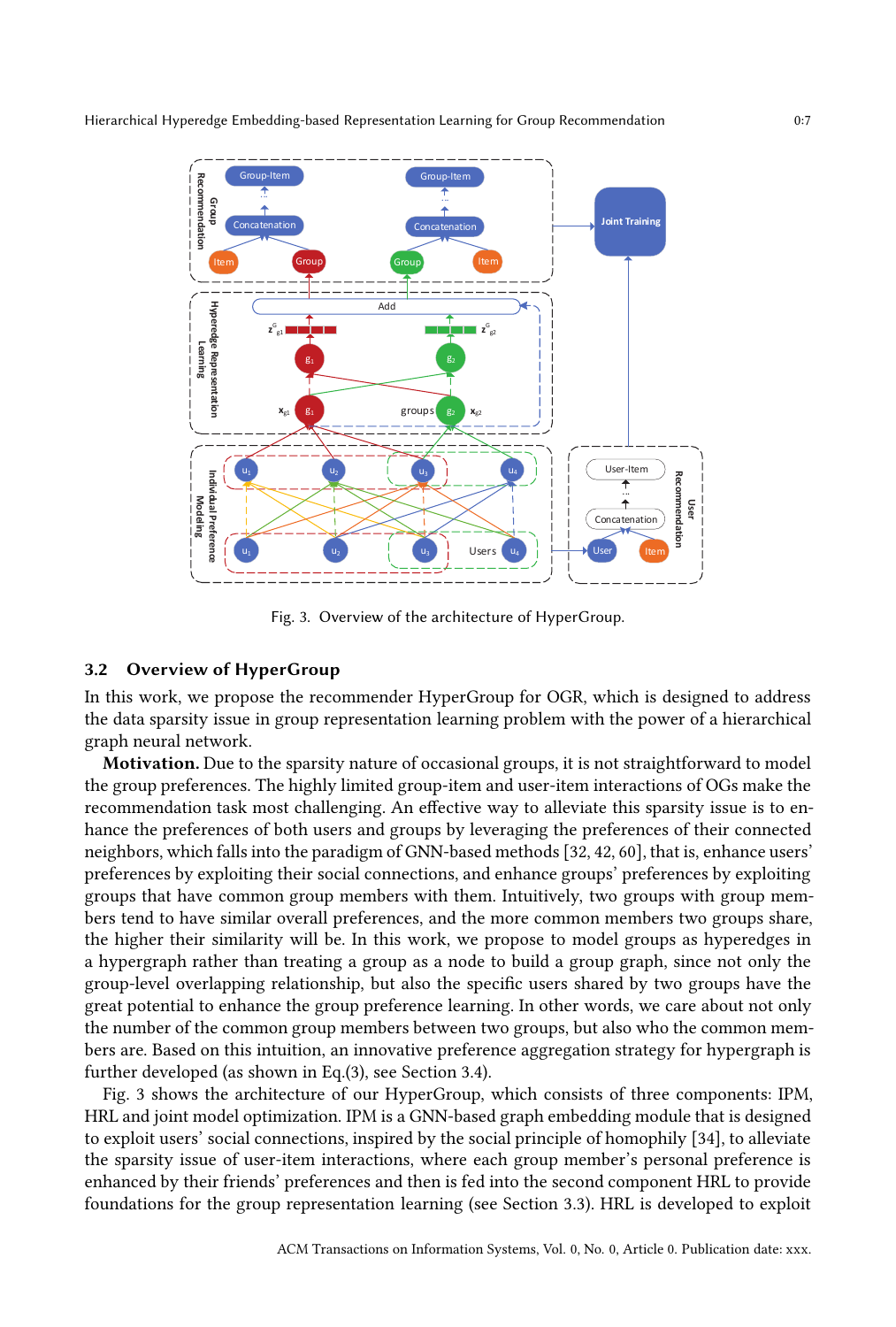Fig. 3. Overview of the architecture of HyperGroup.

## 3.2 Overview of HyperGroup

In this work, we propose the recommender HyperGroup for OGR, which is designed to address the data sparsity issue in group representation learning problem with the power of a hierarchical graph neural network.

**Motivation.** Due to the sparsity nature of occasional groups, it is not straightforward to model the group preferences. The highly limited group-item and user-item interactions of OGs make the recommendation task most challenging. An effective way to alleviate this sparsity issue is to enhance the preferences of both users and groups by leveraging the preferences of their connected neighbors, which falls into the paradigm of GNN-based methods [32, 42, 60], that is, enhance users' preferences by exploiting their social connections, and enhance groups' preferences by exploiting groups that have common group members with them. Intuitively, two groups with group members tend to have similar overall preferences, and the more common members two groups share, the higher their similarity will be. In this work, we propose to model groups as hyperedges in a hypergraph rather than treating a group as a node to build a group graph, since not only the group-level overlapping relationship, but also the specific users shared by two groups have the great potential to enhance the group preference learning. In other words, we care about not only the number of the common group members between two groups, but also who the common members are. Based on this intuition, an innovative preference aggregation strategy for hypergraph is further developed (as shown in Eq.(3), see Section 3.4).

Fig. 3 shows the architecture of our HyperGroup, which consists of three components: IPM, HRL and joint model optimization. IPM is a GNN-based graph embedding module that is designed to exploit users' social connections, inspired by the social principle of homophily [34], to alleviate the sparsity issue of user-item interactions, where each group member's personal preference is enhanced by their friends' preferences and then is fed into the second component HRL to provide foundations for the group representation learning (see Section 3.3). HRL is developed to exploit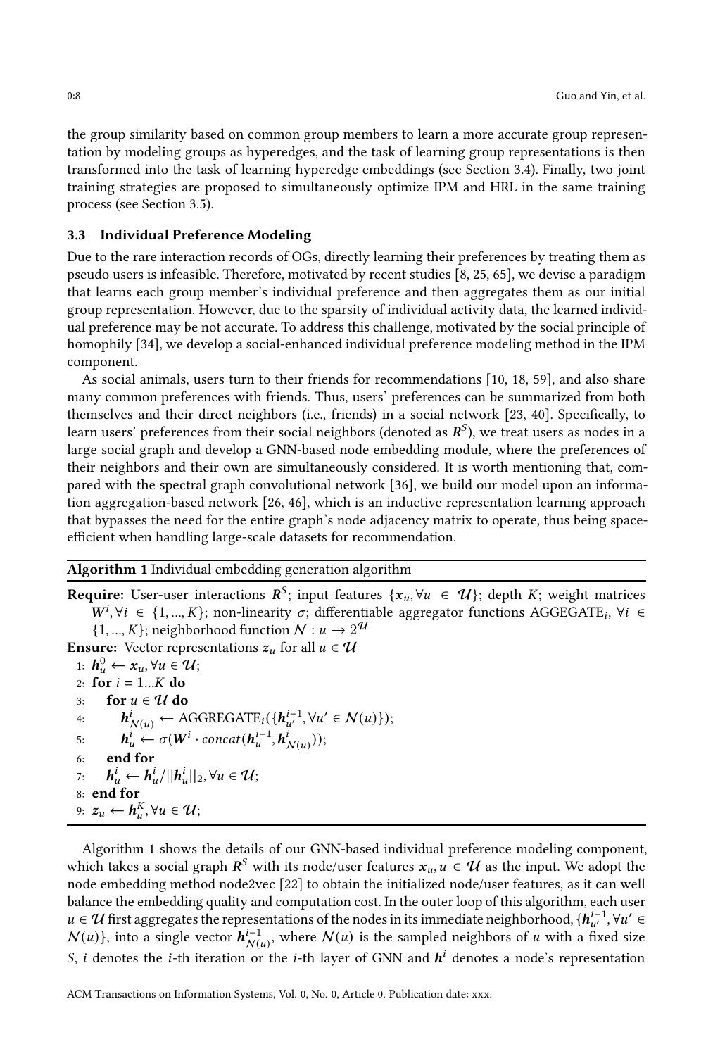the group similarity based on common group members to learn a more accurate group representation by modeling groups as hyperedges, and the task of learning group representations is then transformed into the task of learning hyperedge embeddings (see Section 3.4). Finally, two joint training strategies are proposed to simultaneously optimize IPM and HRL in the same training process (see Section 3.5).

### 3.3 Individual Preference Modeling

Due to the rare interaction records of OGs, directly learning their preferences by treating them as pseudo users is infeasible. Therefore, motivated by recent studies [8, 25, 65], we devise a paradigm that learns each group member's individual preference and then aggregates them as our initial group representation. However, due to the sparsity of individual activity data, the learned individual preference may be not accurate. To address this challenge, motivated by the social principle of homophily [34], we develop a social-enhanced individual preference modeling method in the IPM component.

As social animals, users turn to their friends for recommendations [10, 18, 59], and also share many common preferences with friends. Thus, users' preferences can be summarized from both themselves and their direct neighbors (i.e., friends) in a social network [23, 40]. Specifically, to learn users' preferences from their social neighbors (denoted as $\boldsymbol{R}^S$), we treat users as nodes in a large social graph and develop a GNN-based node embedding module, where the preferences of their neighbors and their own are simultaneously considered. It is worth mentioning that, compared with the spectral graph convolutional network [36], we build our model upon an information aggregation-based network [26, 46], which is an inductive representation learning approach that bypasses the need for the entire graph's node adjacency matrix to operate, thus being space-efficient when handling large-scale datasets for recommendation.

**Algorithm 1** Individual embedding generation algorithm

**Require:** User-user interactions $\boldsymbol{R}^S$; input features $\{\boldsymbol{x}_u, \forall u \in \mathcal{U}\}$; depth $K$; weight matrices $\boldsymbol{W}^i, \forall i \in \{1, ..., K\}$; non-linearity $\sigma$; differentiable aggregator functions AGGEGATE$_i$, $\forall i \in \{1, ..., K\}$; neighborhood function $\mathcal{N} : u \rightarrow 2^{\mathcal{U}}$

**Ensure:** Vector representations $\boldsymbol{z}_u$ for all $u \in \mathcal{U}$

1: $\boldsymbol{h}_u^0 \leftarrow \boldsymbol{x}_u, \forall u \in \mathcal{U}$;
2: **for** $i = 1...K$ **do**
3: &nbsp;&nbsp;&nbsp;&nbsp;**for** $u \in \mathcal{U}$ **do**
4: &nbsp;&nbsp;&nbsp;&nbsp;&nbsp;&nbsp;&nbsp;&nbsp;$\boldsymbol{h}_{\mathcal{N}(u)}^i \leftarrow$ AGGREGATE$_i(\{\boldsymbol{h}_{u'}^{i-1}, \forall u' \in \mathcal{N}(u)\})$;
5: &nbsp;&nbsp;&nbsp;&nbsp;&nbsp;&nbsp;&nbsp;&nbsp;$\boldsymbol{h}_u^i \leftarrow \sigma(\boldsymbol{W}^i \cdot concat(\boldsymbol{h}_u^{i-1}, \boldsymbol{h}_{\mathcal{N}(u)}^i))$;
6: &nbsp;&nbsp;&nbsp;&nbsp;**end for**
7: &nbsp;&nbsp;&nbsp;&nbsp;$\boldsymbol{h}_u^i \leftarrow \boldsymbol{h}_u^i / ||\boldsymbol{h}_u^i||_2, \forall u \in \mathcal{U}$;
8: **end for**
9: $\boldsymbol{z}_u \leftarrow \boldsymbol{h}_u^K, \forall u \in \mathcal{U}$;

Algorithm 1 shows the details of our GNN-based individual preference modeling component, which takes a social graph $\boldsymbol{R}^S$ with its node/user features $\boldsymbol{x}_u, u \in \mathcal{U}$ as the input. We adopt the node embedding method node2vec [22] to obtain the initialized node/user features, as it can well balance the embedding quality and computation cost. In the outer loop of this algorithm, each user $u \in \mathcal{U}$ first aggregates the representations of the nodes in its immediate neighborhood, $\{\boldsymbol{h}_{u'}^{i-1}, \forall u' \in \mathcal{N}(u)\}$, into a single vector $\boldsymbol{h}_{\mathcal{N}(u)}^{i-1}$, where $\mathcal{N}(u)$ is the sampled neighbors of $u$ with a fixed size $S$, $i$ denotes the $i$-th iteration or the $i$-th layer of GNN and $\boldsymbol{h}^i$ denotes a node's representation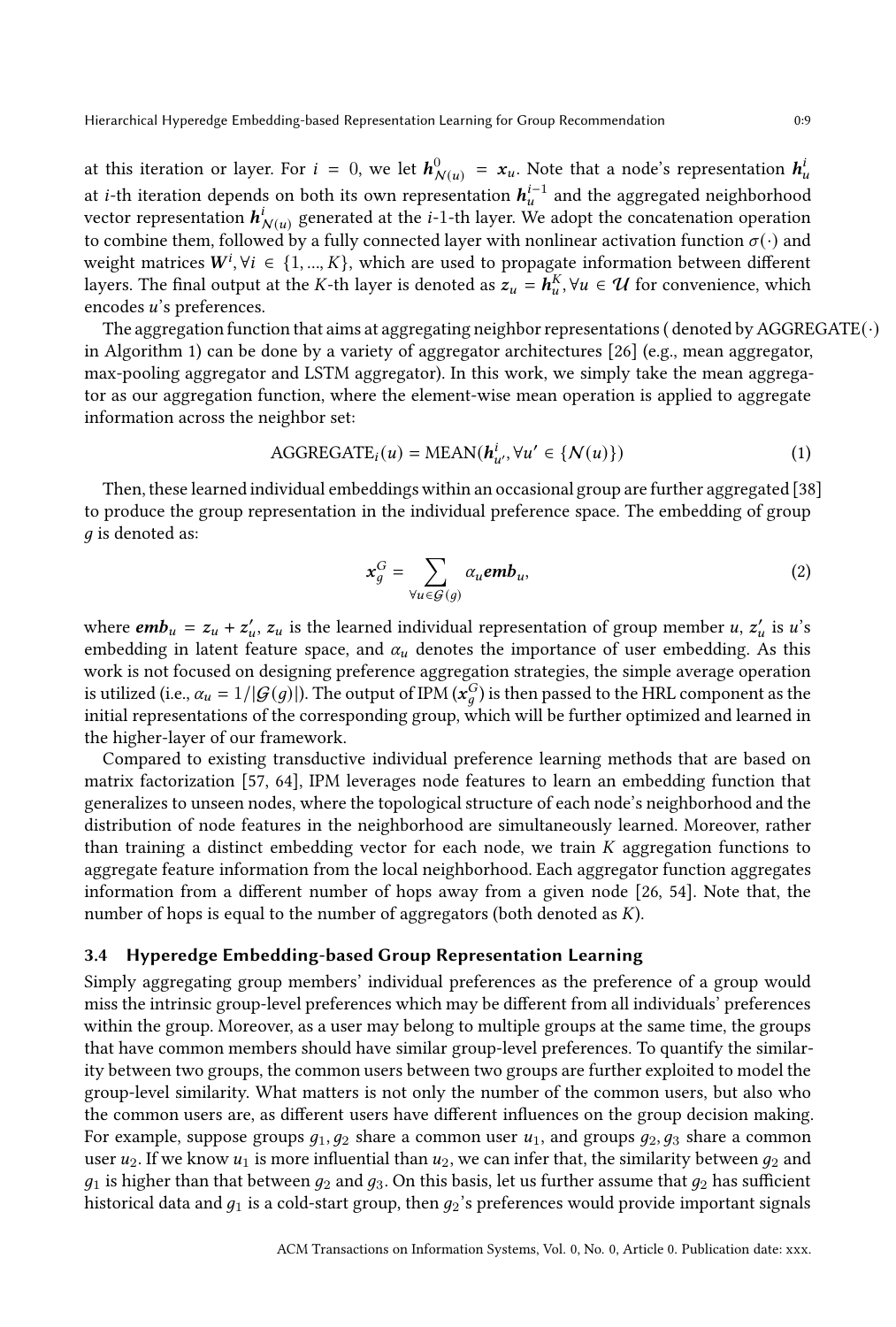at this iteration or layer. For $i = 0$, we let $\boldsymbol{h}^0_{\mathcal{N}(u)} = \boldsymbol{x}_u$. Note that a node's representation $\boldsymbol{h}^i_u$ at $i$-th iteration depends on both its own representation $\boldsymbol{h}^{i-1}_u$ and the aggregated neighborhood vector representation $\boldsymbol{h}^i_{\mathcal{N}(u)}$ generated at the $i$-1-th layer. We adopt the concatenation operation to combine them, followed by a fully connected layer with nonlinear activation function $\sigma(\cdot)$ and weight matrices $\boldsymbol{W}^i, \forall i \in \{1, ..., K\}$, which are used to propagate information between different layers. The final output at the $K$-th layer is denoted as $\boldsymbol{z}_u = \boldsymbol{h}^K_u, \forall u \in \mathcal{U}$ for convenience, which encodes $u$'s preferences.

The aggregation function that aims at aggregating neighbor representations ( denoted by AGGREGATE$(\cdot)$ in Algorithm 1) can be done by a variety of aggregator architectures [26] (e.g., mean aggregator, max-pooling aggregator and LSTM aggregator). In this work, we simply take the mean aggregator as our aggregation function, where the element-wise mean operation is applied to aggregate information across the neighbor set:

$$\text{AGGREGATE}_i(u) = \text{MEAN}(\boldsymbol{h}^i_{u'}, \forall u' \in \{\mathcal{N}(u)\}) \tag{1}$$

Then, these learned individual embeddings within an occasional group are further aggregated [38] to produce the group representation in the individual preference space. The embedding of group $g$ is denoted as:

$$\boldsymbol{x}^G_g = \sum_{\forall u \in \mathcal{G}(g)} \alpha_u \boldsymbol{emb}_u, \tag{2}$$

where $\boldsymbol{emb}_u = \boldsymbol{z}_u + \boldsymbol{z}'_u$, $\boldsymbol{z}_u$ is the learned individual representation of group member $u$, $\boldsymbol{z}'_u$ is $u$'s embedding in latent feature space, and $\alpha_u$ denotes the importance of user embedding. As this work is not focused on designing preference aggregation strategies, the simple average operation is utilized (i.e., $\alpha_u = 1/|\mathcal{G}(g)|$). The output of IPM ($\boldsymbol{x}^G_g$) is then passed to the HRL component as the initial representations of the corresponding group, which will be further optimized and learned in the higher-layer of our framework.

Compared to existing transductive individual preference learning methods that are based on matrix factorization [57, 64], IPM leverages node features to learn an embedding function that generalizes to unseen nodes, where the topological structure of each node's neighborhood and the distribution of node features in the neighborhood are simultaneously learned. Moreover, rather than training a distinct embedding vector for each node, we train $K$ aggregation functions to aggregate feature information from the local neighborhood. Each aggregator function aggregates information from a different number of hops away from a given node [26, 54]. Note that, the number of hops is equal to the number of aggregators (both denoted as $K$).

### 3.4 Hyperedge Embedding-based Group Representation Learning

Simply aggregating group members' individual preferences as the preference of a group would miss the intrinsic group-level preferences which may be different from all individuals' preferences within the group. Moreover, as a user may belong to multiple groups at the same time, the groups that have common members should have similar group-level preferences. To quantify the similarity between two groups, the common users between two groups are further exploited to model the group-level similarity. What matters is not only the number of the common users, but also who the common users are, as different users have different influences on the group decision making. For example, suppose groups $g_1, g_2$ share a common user $u_1$, and groups $g_2, g_3$ share a common user $u_2$. If we know $u_1$ is more influential than $u_2$, we can infer that, the similarity between $g_2$ and $g_1$ is higher than that between $g_2$ and $g_3$. On this basis, let us further assume that $g_2$ has sufficient historical data and $g_1$ is a cold-start group, then $g_2$'s preferences would provide important signals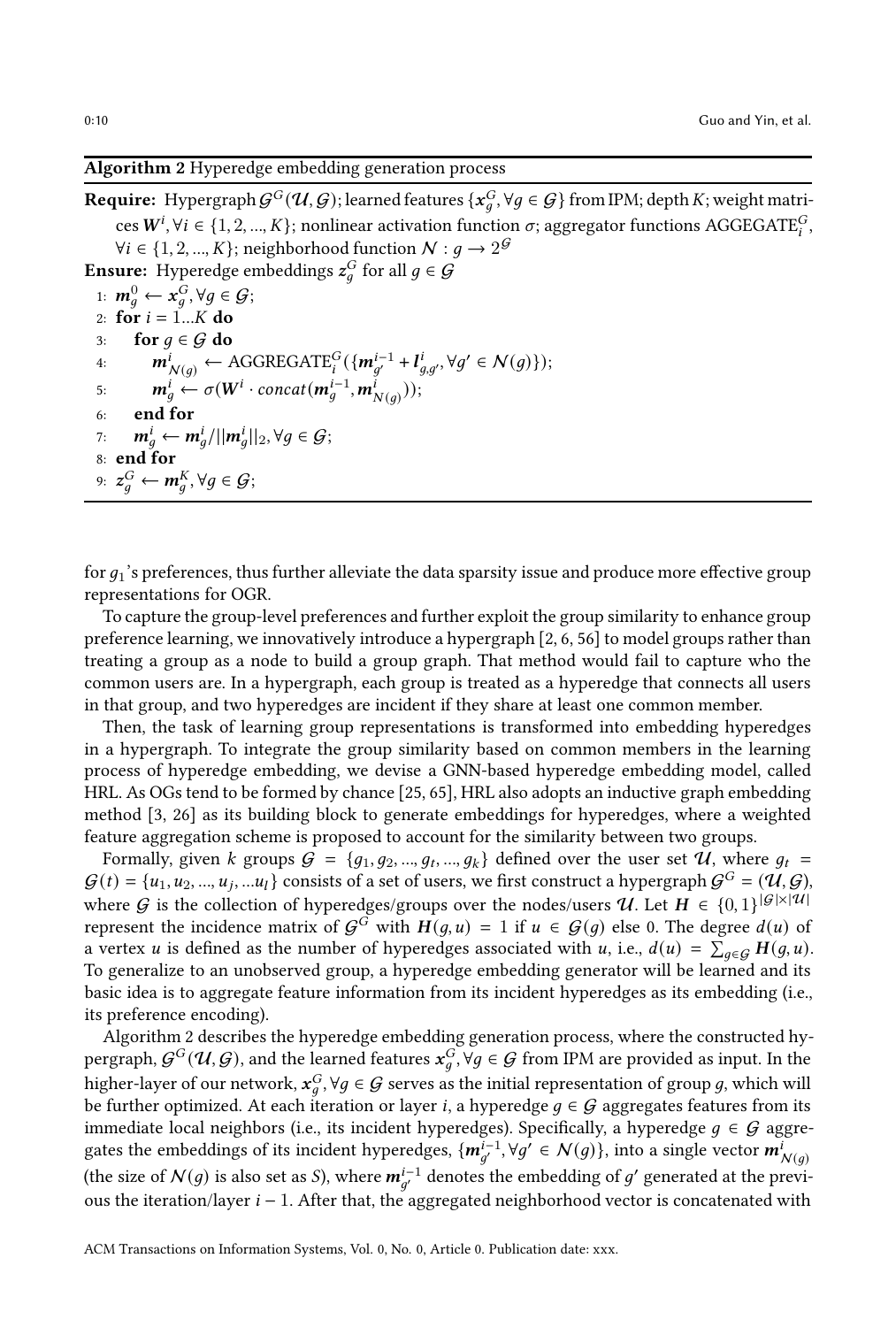**Algorithm 2** Hyperedge embedding generation process

**Require:** Hypergraph $\mathcal{G}^G(\mathcal{U}, \mathcal{G})$; learned features $\{\boldsymbol{x}_g^G, \forall g \in \mathcal{G}\}$ from IPM; depth $K$; weight matrices $\boldsymbol{W}^i, \forall i \in \{1, 2, ..., K\}$; nonlinear activation function $\sigma$; aggregator functions AGGEGATE$_i^G$, $\forall i \in \{1, 2, ..., K\}$; neighborhood function $\mathcal{N} : g \rightarrow 2^{\mathcal{G}}$

**Ensure:** Hyperedge embeddings $\boldsymbol{z}_g^G$ for all $g \in \mathcal{G}$

1: $\boldsymbol{m}_g^0 \leftarrow \boldsymbol{x}_g^G, \forall g \in \mathcal{G}$;
2: **for** $i = 1...K$ **do**
3: &nbsp;&nbsp;&nbsp;&nbsp;**for** $g \in \mathcal{G}$ **do**
4: &nbsp;&nbsp;&nbsp;&nbsp;&nbsp;&nbsp;&nbsp;&nbsp;$\boldsymbol{m}_{\mathcal{N}(g)}^i \leftarrow \text{AGGREGATE}_i^G(\{\boldsymbol{m}_{g'}^{i-1} + \boldsymbol{l}_{g,g'}^i, \forall g' \in \mathcal{N}(g)\})$;
5: &nbsp;&nbsp;&nbsp;&nbsp;&nbsp;&nbsp;&nbsp;&nbsp;$\boldsymbol{m}_g^i \leftarrow \sigma(\boldsymbol{W}^i \cdot concat(\boldsymbol{m}_g^{i-1}, \boldsymbol{m}_{\mathcal{N}(g)}^i))$;
6: &nbsp;&nbsp;&nbsp;&nbsp;**end for**
7: &nbsp;&nbsp;&nbsp;&nbsp;$\boldsymbol{m}_g^i \leftarrow \boldsymbol{m}_g^i / ||\boldsymbol{m}_g^i||_2, \forall g \in \mathcal{G}$;
8: **end for**
9: $\boldsymbol{z}_g^G \leftarrow \boldsymbol{m}_g^K, \forall g \in \mathcal{G}$;

for $g_1$'s preferences, thus further alleviate the data sparsity issue and produce more effective group representations for OGR.

To capture the group-level preferences and further exploit the group similarity to enhance group preference learning, we innovatively introduce a hypergraph [2, 6, 56] to model groups rather than treating a group as a node to build a group graph. That method would fail to capture who the common users are. In a hypergraph, each group is treated as a hyperedge that connects all users in that group, and two hyperedges are incident if they share at least one common member.

Then, the task of learning group representations is transformed into embedding hyperedges in a hypergraph. To integrate the group similarity based on common members in the learning process of hyperedge embedding, we devise a GNN-based hyperedge embedding model, called HRL. As OGs tend to be formed by chance [25, 65], HRL also adopts an inductive graph embedding method [3, 26] as its building block to generate embeddings for hyperedges, where a weighted feature aggregation scheme is proposed to account for the similarity between two groups.

Formally, given $k$ groups $\mathcal{G} = \{g_1, g_2, ..., g_t, ..., g_k\}$ defined over the user set $\mathcal{U}$, where $g_t = \mathcal{G}(t) = \{u_1, u_2, ..., u_j, ...u_l\}$ consists of a set of users, we first construct a hypergraph $\mathcal{G}^G = (\mathcal{U}, \mathcal{G})$, where $\mathcal{G}$ is the collection of hyperedges/groups over the nodes/users $\mathcal{U}$. Let $\boldsymbol{H} \in \{0, 1\}^{|\mathcal{G}| \times |\mathcal{U}|}$ represent the incidence matrix of $\mathcal{G}^G$ with $\boldsymbol{H}(g, u) = 1$ if $u \in \mathcal{G}(g)$ else 0. The degree $d(u)$ of a vertex $u$ is defined as the number of hyperedges associated with $u$, i.e., $d(u) = \sum_{g \in \mathcal{G}} \boldsymbol{H}(g, u)$. To generalize to an unobserved group, a hyperedge embedding generator will be learned and its basic idea is to aggregate feature information from its incident hyperedges as its embedding (i.e., its preference encoding).

Algorithm 2 describes the hyperedge embedding generation process, where the constructed hypergraph, $\mathcal{G}^G(\mathcal{U}, \mathcal{G})$, and the learned features $\boldsymbol{x}_g^G, \forall g \in \mathcal{G}$ from IPM are provided as input. In the higher-layer of our network, $\boldsymbol{x}_g^G, \forall g \in \mathcal{G}$ serves as the initial representation of group $g$, which will be further optimized. At each iteration or layer $i$, a hyperedge $g \in \mathcal{G}$ aggregates features from its immediate local neighbors (i.e., its incident hyperedges). Specifically, a hyperedge $g \in \mathcal{G}$ aggregates the embeddings of its incident hyperedges, $\{\boldsymbol{m}_{g'}^{i-1}, \forall g' \in \mathcal{N}(g)\}$, into a single vector $\boldsymbol{m}_{\mathcal{N}(g)}^i$ (the size of $\mathcal{N}(g)$ is also set as $S$), where $\boldsymbol{m}_{g'}^{i-1}$ denotes the embedding of $g'$ generated at the previous the iteration/layer $i - 1$. After that, the aggregated neighborhood vector is concatenated with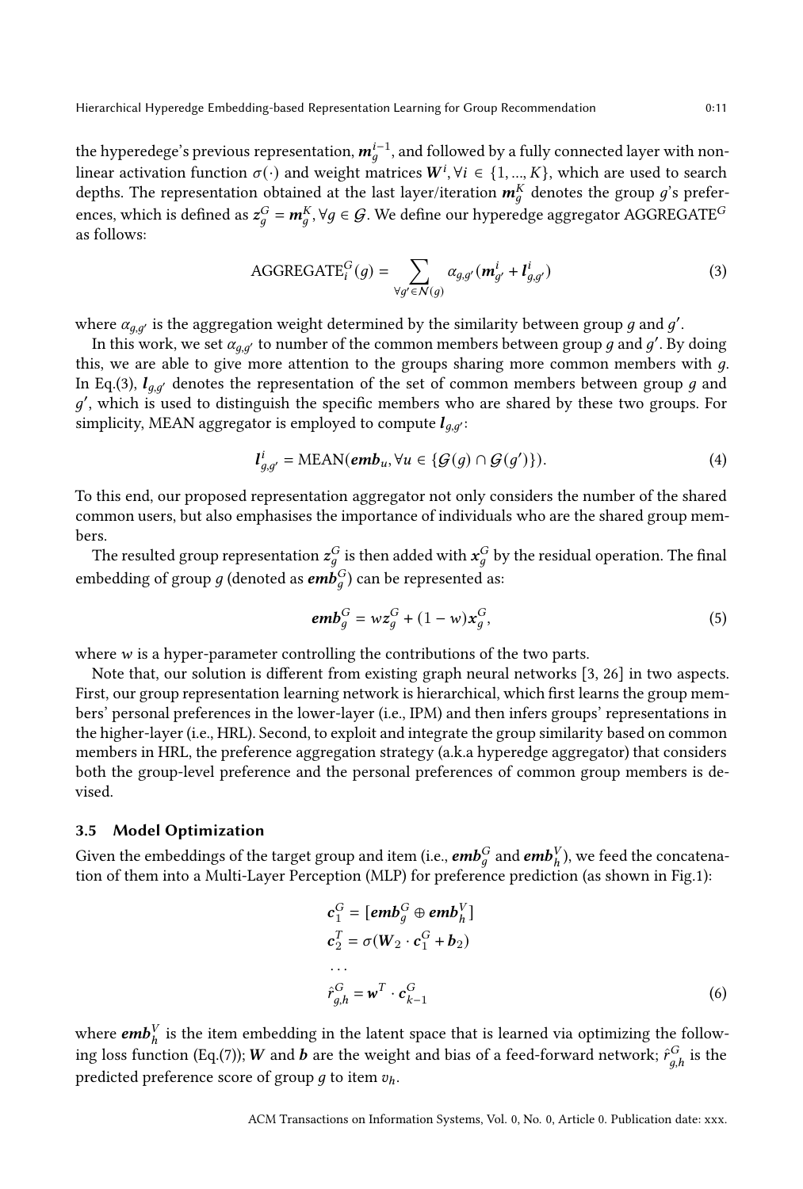the hyperedege's previous representation, $\boldsymbol{m}_g^{i-1}$, and followed by a fully connected layer with non-linear activation function $\sigma(\cdot)$ and weight matrices $\boldsymbol{W}^i, \forall i \in \{1, ..., K\}$, which are used to search depths. The representation obtained at the last layer/iteration $\boldsymbol{m}_g^K$ denotes the group $g$'s preferences, which is defined as $\boldsymbol{z}_g^G = \boldsymbol{m}_g^K, \forall g \in \mathcal{G}$. We define our hyperedge aggregator AGGREGATE$^G$ as follows:

$$\text{AGGREGATE}_i^G(g) = \sum_{\forall g' \in \mathcal{N}(g)} \alpha_{g,g'}(\boldsymbol{m}_{g'}^i + \boldsymbol{l}_{g,g'}^i) \tag{3}$$

where $\alpha_{g,g'}$ is the aggregation weight determined by the similarity between group $g$ and $g'$.

In this work, we set $\alpha_{g,g'}$ to number of the common members between group $g$ and $g'$. By doing this, we are able to give more attention to the groups sharing more common members with $g$. In Eq.(3), $\boldsymbol{l}_{g,g'}$ denotes the representation of the set of common members between group $g$ and $g'$, which is used to distinguish the specific members who are shared by these two groups. For simplicity, MEAN aggregator is employed to compute $\boldsymbol{l}_{g,g'}$:

$$\boldsymbol{l}_{g,g'}^i = \text{MEAN}(\boldsymbol{emb}_u, \forall u \in \{\mathcal{G}(g) \cap \mathcal{G}(g')\}). \tag{4}$$

To this end, our proposed representation aggregator not only considers the number of the shared common users, but also emphasises the importance of individuals who are the shared group members.

The resulted group representation $\boldsymbol{z}_g^G$ is then added with $\boldsymbol{x}_g^G$ by the residual operation. The final embedding of group $g$ (denoted as $\boldsymbol{emb}_g^G$) can be represented as:

$$\boldsymbol{emb}_g^G = w\boldsymbol{z}_g^G + (1 - w)\boldsymbol{x}_g^G, \tag{5}$$

where $w$ is a hyper-parameter controlling the contributions of the two parts.

Note that, our solution is different from existing graph neural networks [3, 26] in two aspects. First, our group representation learning network is hierarchical, which first learns the group members' personal preferences in the lower-layer (i.e., IPM) and then infers groups' representations in the higher-layer (i.e., HRL). Second, to exploit and integrate the group similarity based on common members in HRL, the preference aggregation strategy (a.k.a hyperedge aggregator) that considers both the group-level preference and the personal preferences of common group members is devised.

### 3.5 Model Optimization

Given the embeddings of the target group and item (i.e., $\boldsymbol{emb}_g^G$ and $\boldsymbol{emb}_h^V$), we feed the concatenation of them into a Multi-Layer Perception (MLP) for preference prediction (as shown in Fig.1):

$$\begin{aligned}
\boldsymbol{c}_1^G &= [\boldsymbol{emb}_g^G \oplus \boldsymbol{emb}_h^V] \\
\boldsymbol{c}_2^T &= \sigma(\boldsymbol{W}_2 \cdot \boldsymbol{c}_1^G + \boldsymbol{b}_2) \\
&\cdots \\
\hat{r}_{g,h}^G &= \boldsymbol{w}^T \cdot \boldsymbol{c}_{k-1}^G
\end{aligned} \tag{6}$$

where $\boldsymbol{emb}_h^V$ is the item embedding in the latent space that is learned via optimizing the following loss function (Eq.(7)); $\boldsymbol{W}$ and $\boldsymbol{b}$ are the weight and bias of a feed-forward network; $\hat{r}_{g,h}^G$ is the predicted preference score of group $g$ to item $v_h$.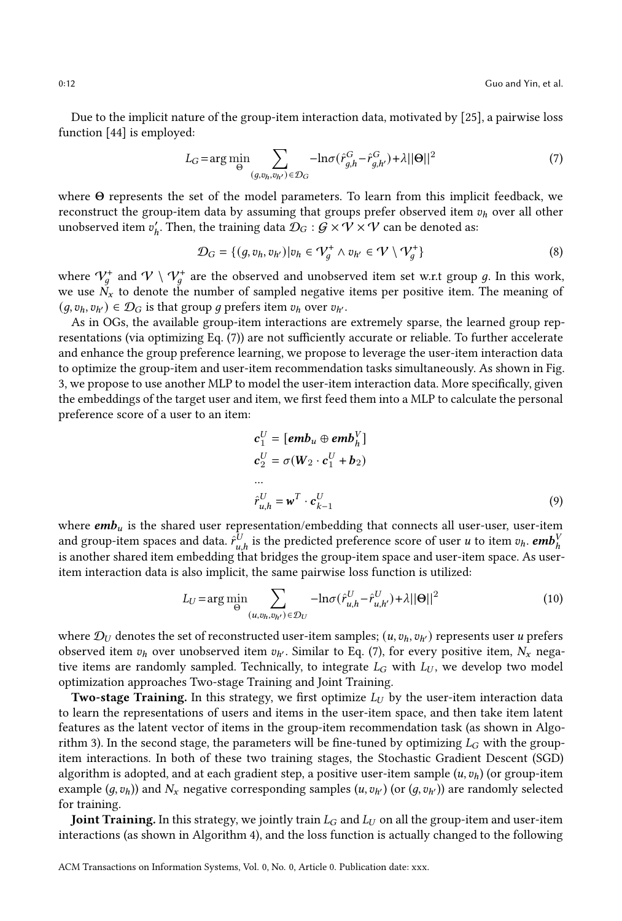Due to the implicit nature of the group-item interaction data, motivated by [25], a pairwise loss function [44] is employed:

$$L_G = \arg\min_{\Theta} \sum_{(g,v_h,v_{h'})\in\mathcal{D}_G} -\ln\sigma(\hat{r}^G_{g,h} - \hat{r}^G_{g,h'}) + \lambda||\Theta||^2 \tag{7}$$

where $\Theta$ represents the set of the model parameters. To learn from this implicit feedback, we reconstruct the group-item data by assuming that groups prefer observed item $v_h$ over all other unobserved item $v'_h$. Then, the training data $\mathcal{D}_G : \mathcal{G} \times \mathcal{V} \times \mathcal{V}$ can be denoted as:

$$\mathcal{D}_G = \{(g, v_h, v_{h'}) | v_h \in \mathcal{V}^+_g \wedge v_{h'} \in \mathcal{V} \setminus \mathcal{V}^+_g\} \tag{8}$$

where $\mathcal{V}^+_g$ and $\mathcal{V} \setminus \mathcal{V}^+_g$ are the observed and unobserved item set w.r.t group $g$. In this work, we use $N_x$ to denote the number of sampled negative items per positive item. The meaning of $(g, v_h, v_{h'}) \in \mathcal{D}_G$ is that group $g$ prefers item $v_h$ over $v_{h'}$.

As in OGs, the available group-item interactions are extremely sparse, the learned group representations (via optimizing Eq. (7)) are not sufficiently accurate or reliable. To further accelerate and enhance the group preference learning, we propose to leverage the user-item interaction data to optimize the group-item and user-item recommendation tasks simultaneously. As shown in Fig. 3, we propose to use another MLP to model the user-item interaction data. More specifically, given the embeddings of the target user and item, we first feed them into a MLP to calculate the personal preference score of a user to an item:

$$\begin{aligned}
\boldsymbol{c}^U_1 &= [\boldsymbol{emb}_u \oplus \boldsymbol{emb}^V_h] \\
\boldsymbol{c}^U_2 &= \sigma(\boldsymbol{W}_2 \cdot \boldsymbol{c}^U_1 + \boldsymbol{b}_2) \\
&\dots \\
\hat{r}^U_{u,h} &= \boldsymbol{w}^T \cdot \boldsymbol{c}^U_{k-1}
\end{aligned} \tag{9}$$

where $\boldsymbol{emb}_u$ is the shared user representation/embedding that connects all user-user, user-item and group-item spaces and data. $\hat{r}^U_{u,h}$ is the predicted preference score of user $u$ to item $v_h$. $\boldsymbol{emb}^V_h$ is another shared item embedding that bridges the group-item space and user-item space. As user-item interaction data is also implicit, the same pairwise loss function is utilized:

$$L_U = \arg\min_{\Theta} \sum_{(u,v_h,v_{h'})\in\mathcal{D}_U} -\ln\sigma(\hat{r}^U_{u,h} - \hat{r}^U_{u,h'}) + \lambda||\Theta||^2 \tag{10}$$

where $\mathcal{D}_U$ denotes the set of reconstructed user-item samples; $(u, v_h, v_{h'})$ represents user $u$ prefers observed item $v_h$ over unobserved item $v_{h'}$. Similar to Eq. (7), for every positive item, $N_x$ negative items are randomly sampled. Technically, to integrate $L_G$ with $L_U$, we develop two model optimization approaches Two-stage Training and Joint Training.

**Two-stage Training.** In this strategy, we first optimize $L_U$ by the user-item interaction data to learn the representations of users and items in the user-item space, and then take item latent features as the latent vector of items in the group-item recommendation task (as shown in Algorithm 3). In the second stage, the parameters will be fine-tuned by optimizing $L_G$ with the group-item interactions. In both of these two training stages, the Stochastic Gradient Descent (SGD) algorithm is adopted, and at each gradient step, a positive user-item sample $(u, v_h)$ (or group-item example $(g, v_h)$) and $N_x$ negative corresponding samples $(u, v_{h'})$ (or $(g, v_{h'})$) are randomly selected for training.

**Joint Training.** In this strategy, we jointly train $L_G$ and $L_U$ on all the group-item and user-item interactions (as shown in Algorithm 4), and the loss function is actually changed to the following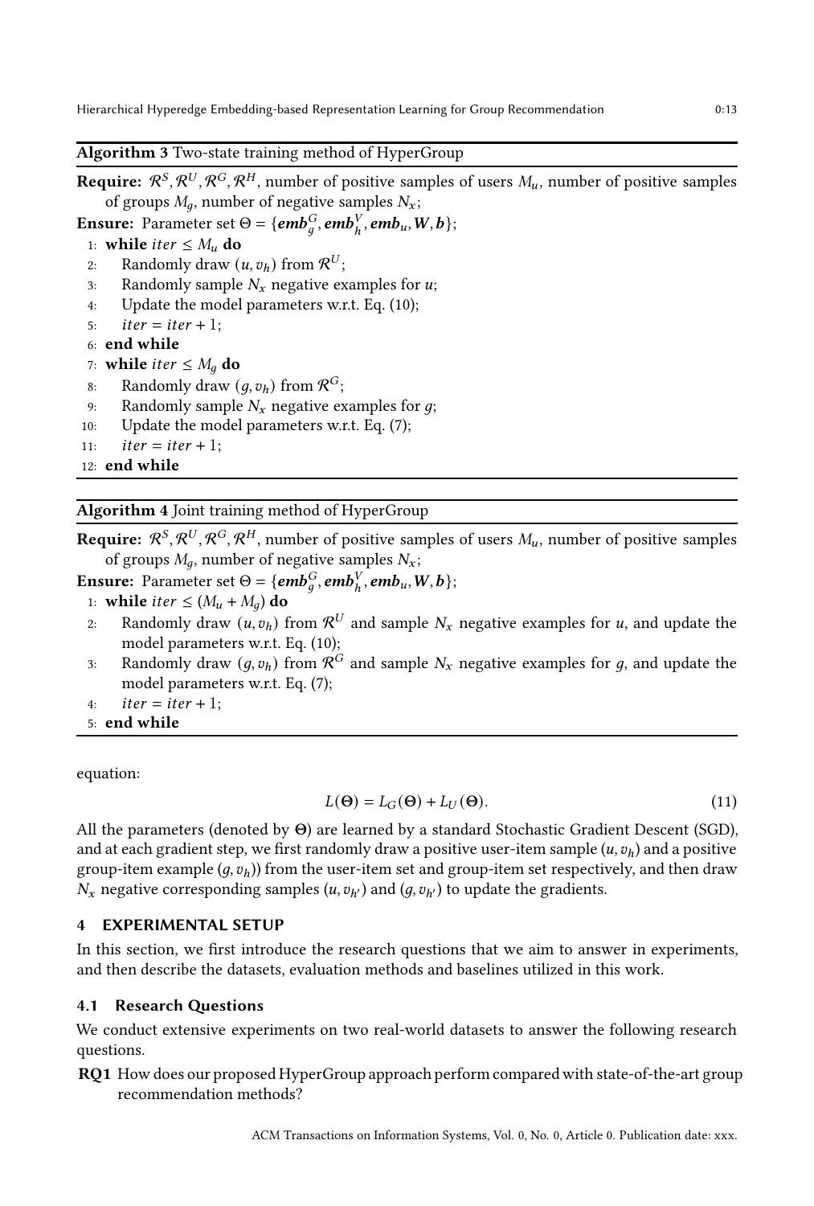**Algorithm 3** Two-state training method of HyperGroup

**Require:** $\mathcal{R}^S, \mathcal{R}^U, \mathcal{R}^G, \mathcal{R}^H$, number of positive samples of users $M_u$, number of positive samples of groups $M_g$, number of negative samples $N_x$;

**Ensure:** Parameter set $\Theta = \{\boldsymbol{emb}_g^G, \boldsymbol{emb}_h^V, \boldsymbol{emb}_u, \boldsymbol{W}, \boldsymbol{b}\}$;

1: **while** $iter \leq M_u$ **do**
2: Randomly draw $(u, v_h)$ from $\mathcal{R}^U$;
3: Randomly sample $N_x$ negative examples for $u$;
4: Update the model parameters w.r.t. Eq. (10);
5: $iter = iter + 1$;
6: **end while**
7: **while** $iter \leq M_g$ **do**
8: Randomly draw $(g, v_h)$ from $\mathcal{R}^G$;
9: Randomly sample $N_x$ negative examples for $g$;
10: Update the model parameters w.r.t. Eq. (7);
11: $iter = iter + 1$;
12: **end while**

**Algorithm 4** Joint training method of HyperGroup

**Require:** $\mathcal{R}^S, \mathcal{R}^U, \mathcal{R}^G, \mathcal{R}^H$, number of positive samples of users $M_u$, number of positive samples of groups $M_g$, number of negative samples $N_x$;

**Ensure:** Parameter set $\Theta = \{\boldsymbol{emb}_g^G, \boldsymbol{emb}_h^V, \boldsymbol{emb}_u, \boldsymbol{W}, \boldsymbol{b}\}$;

1: **while** $iter \leq (M_u + M_g)$ **do**
2: Randomly draw $(u, v_h)$ from $\mathcal{R}^U$ and sample $N_x$ negative examples for $u$, and update the model parameters w.r.t. Eq. (10);
3: Randomly draw $(g, v_h)$ from $\mathcal{R}^G$ and sample $N_x$ negative examples for $g$, and update the model parameters w.r.t. Eq. (7);
4: $iter = iter + 1$;
5: **end while**

equation:

$$L(\boldsymbol{\Theta}) = L_G(\boldsymbol{\Theta}) + L_U(\boldsymbol{\Theta}). \tag{11}$$

All the parameters (denoted by $\boldsymbol{\Theta}$) are learned by a standard Stochastic Gradient Descent (SGD), and at each gradient step, we first randomly draw a positive user-item sample $(u, v_h)$ and a positive group-item example $(g, v_h)$) from the user-item set and group-item set respectively, and then draw $N_x$ negative corresponding samples $(u, v_{h'})$ and $(g, v_{h'})$ to update the gradients.

## 4 EXPERIMENTAL SETUP

In this section, we first introduce the research questions that we aim to answer in experiments, and then describe the datasets, evaluation methods and baselines utilized in this work.

### 4.1 Research Questions

We conduct extensive experiments on two real-world datasets to answer the following research questions.

**RQ1** How does our proposed HyperGroup approach perform compared with state-of-the-art group recommendation methods?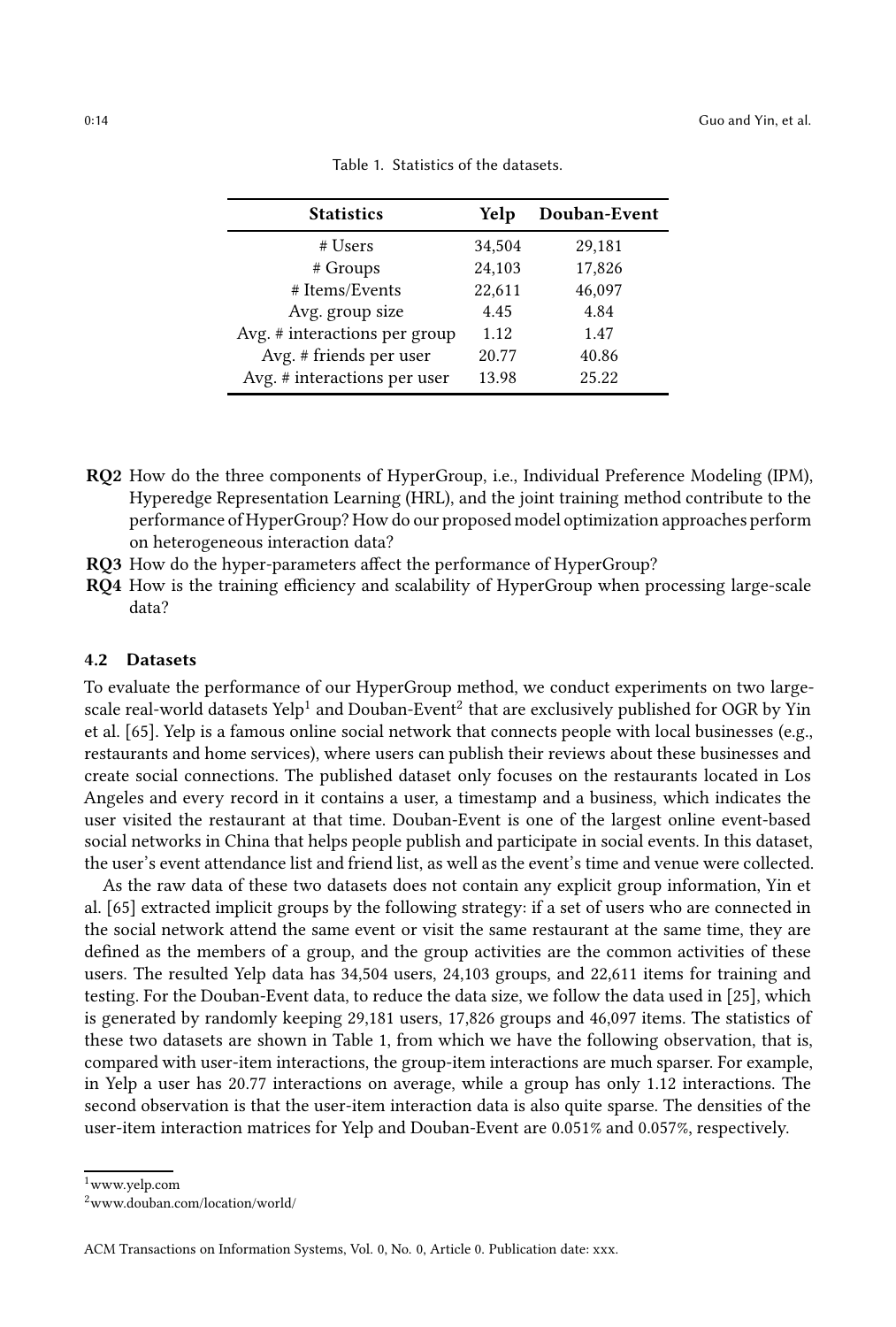Table 1. Statistics of the datasets.

| Statistics | Yelp | Douban-Event |
|---|---|---|
| # Users | 34,504 | 29,181 |
| # Groups | 24,103 | 17,826 |
| # Items/Events | 22,611 | 46,097 |
| Avg. group size | 4.45 | 4.84 |
| Avg. # interactions per group | 1.12 | 1.47 |
| Avg. # friends per user | 20.77 | 40.86 |
| Avg. # interactions per user | 13.98 | 25.22 |

- **RQ2** How do the three components of HyperGroup, i.e., Individual Preference Modeling (IPM), Hyperedge Representation Learning (HRL), and the joint training method contribute to the performance of HyperGroup? How do our proposed model optimization approaches perform on heterogeneous interaction data?
- **RQ3** How do the hyper-parameters affect the performance of HyperGroup?
- **RQ4** How is the training efficiency and scalability of HyperGroup when processing large-scale data?

### 4.2 Datasets

To evaluate the performance of our HyperGroup method, we conduct experiments on two large-scale real-world datasets Yelp[1] and Douban-Event[2] that are exclusively published for OGR by Yin et al. [65]. Yelp is a famous online social network that connects people with local businesses (e.g., restaurants and home services), where users can publish their reviews about these businesses and create social connections. The published dataset only focuses on the restaurants located in Los Angeles and every record in it contains a user, a timestamp and a business, which indicates the user visited the restaurant at that time. Douban-Event is one of the largest online event-based social networks in China that helps people publish and participate in social events. In this dataset, the user's event attendance list and friend list, as well as the event's time and venue were collected.

As the raw data of these two datasets does not contain any explicit group information, Yin et al. [65] extracted implicit groups by the following strategy: if a set of users who are connected in the social network attend the same event or visit the same restaurant at the same time, they are defined as the members of a group, and the group activities are the common activities of these users. The resulted Yelp data has 34,504 users, 24,103 groups, and 22,611 items for training and testing. For the Douban-Event data, to reduce the data size, we follow the data used in [25], which is generated by randomly keeping 29,181 users, 17,826 groups and 46,097 items. The statistics of these two datasets are shown in Table 1, from which we have the following observation, that is, compared with user-item interactions, the group-item interactions are much sparser. For example, in Yelp a user has 20.77 interactions on average, while a group has only 1.12 interactions. The second observation is that the user-item interaction data is also quite sparse. The densities of the user-item interaction matrices for Yelp and Douban-Event are 0.051% and 0.057%, respectively.

[1] www.yelp.com

[2] www.douban.com/location/world/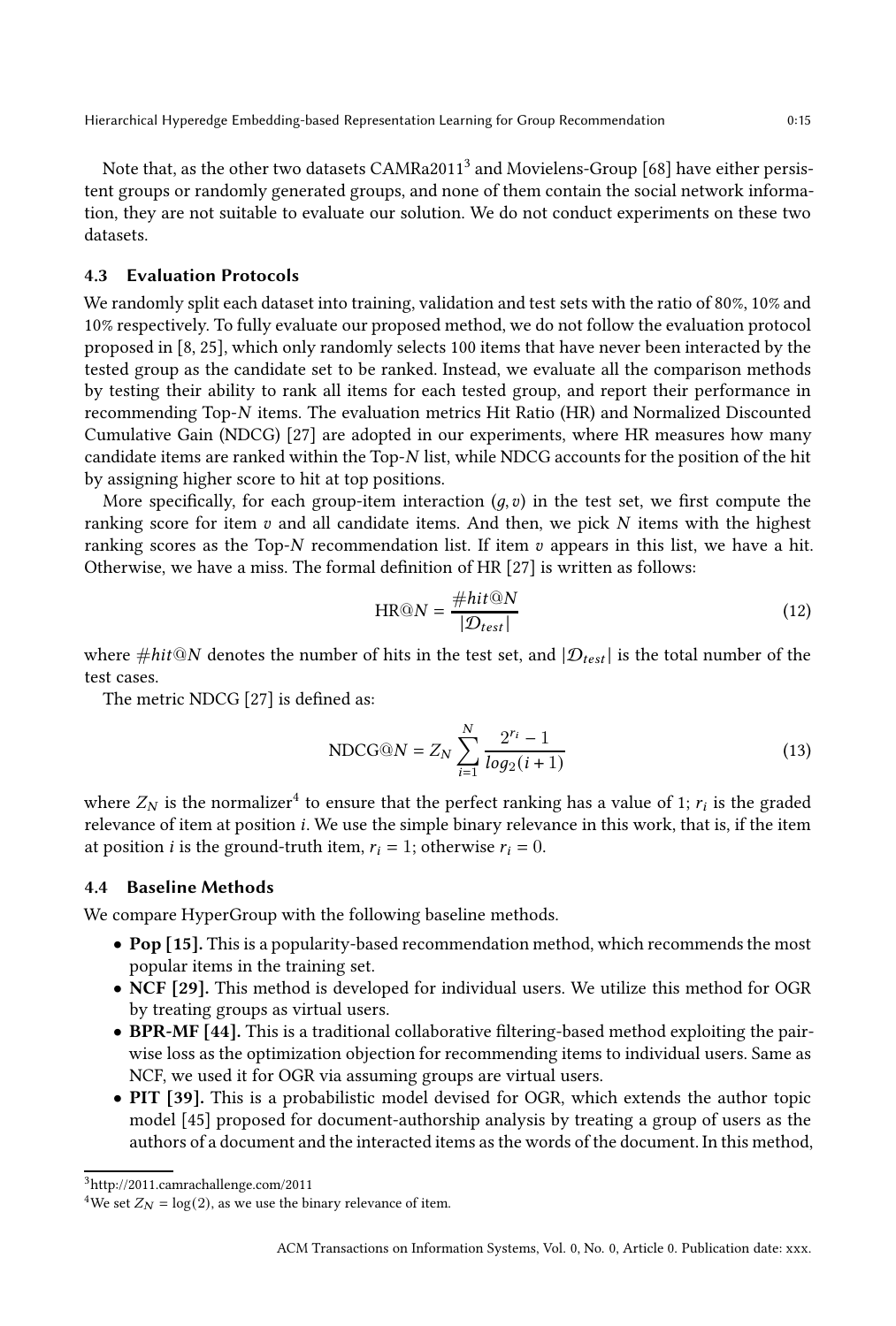Note that, as the other two datasets CAMRa2011[3] and Movielens-Group [68] have either persistent groups or randomly generated groups, and none of them contain the social network information, they are not suitable to evaluate our solution. We do not conduct experiments on these two datasets.

### 4.3 Evaluation Protocols

We randomly split each dataset into training, validation and test sets with the ratio of 80%, 10% and 10% respectively. To fully evaluate our proposed method, we do not follow the evaluation protocol proposed in [8, 25], which only randomly selects 100 items that have never been interacted by the tested group as the candidate set to be ranked. Instead, we evaluate all the comparison methods by testing their ability to rank all items for each tested group, and report their performance in recommending Top-$N$ items. The evaluation metrics Hit Ratio (HR) and Normalized Discounted Cumulative Gain (NDCG) [27] are adopted in our experiments, where HR measures how many candidate items are ranked within the Top-$N$ list, while NDCG accounts for the position of the hit by assigning higher score to hit at top positions.

More specifically, for each group-item interaction $(g, v)$ in the test set, we first compute the ranking score for item $v$ and all candidate items. And then, we pick $N$ items with the highest ranking scores as the Top-$N$ recommendation list. If item $v$ appears in this list, we have a hit. Otherwise, we have a miss. The formal definition of HR [27] is written as follows:

$$\text{HR@}N = \frac{\#hit@N}{|\mathcal{D}_{test}|} \tag{12}$$

where $\#hit@N$ denotes the number of hits in the test set, and $|\mathcal{D}_{test}|$ is the total number of the test cases.

The metric NDCG [27] is defined as:

$$\text{NDCG@}N = Z_N \sum_{i=1}^{N} \frac{2^{r_i} - 1}{log_2(i+1)} \tag{13}$$

where $Z_N$ is the normalizer[4] to ensure that the perfect ranking has a value of 1; $r_i$ is the graded relevance of item at position $i$. We use the simple binary relevance in this work, that is, if the item at position $i$ is the ground-truth item, $r_i = 1$; otherwise $r_i = 0$.

### 4.4 Baseline Methods

We compare HyperGroup with the following baseline methods.

- **Pop [15].** This is a popularity-based recommendation method, which recommends the most popular items in the training set.
- **NCF [29].** This method is developed for individual users. We utilize this method for OGR by treating groups as virtual users.
- **BPR-MF [44].** This is a traditional collaborative filtering-based method exploiting the pairwise loss as the optimization objection for recommending items to individual users. Same as NCF, we used it for OGR via assuming groups are virtual users.
- **PIT [39].** This is a probabilistic model devised for OGR, which extends the author topic model [45] proposed for document-authorship analysis by treating a group of users as the authors of a document and the interacted items as the words of the document. In this method,

[3] http://2011.camrachallenge.com/2011

[4] We set $Z_N = \log(2)$, as we use the binary relevance of item.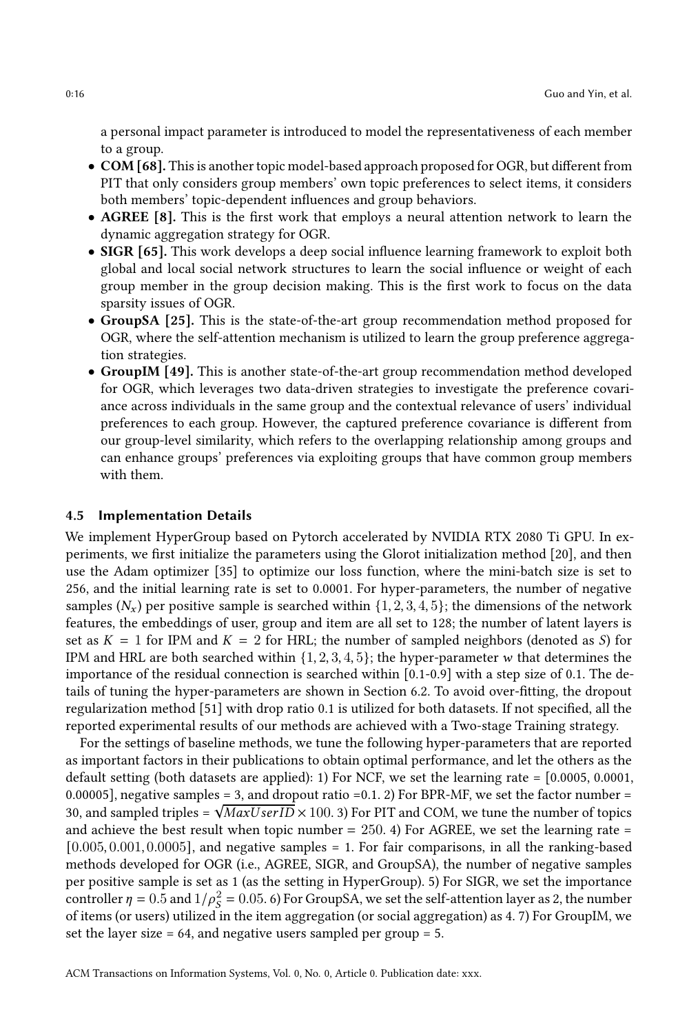a personal impact parameter is introduced to model the representativeness of each member to a group.

- **COM [68].** This is another topic model-based approach proposed for OGR, but different from PIT that only considers group members' own topic preferences to select items, it considers both members' topic-dependent influences and group behaviors.
- **AGREE [8].** This is the first work that employs a neural attention network to learn the dynamic aggregation strategy for OGR.
- **SIGR [65].** This work develops a deep social influence learning framework to exploit both global and local social network structures to learn the social influence or weight of each group member in the group decision making. This is the first work to focus on the data sparsity issues of OGR.
- **GroupSA [25].** This is the state-of-the-art group recommendation method proposed for OGR, where the self-attention mechanism is utilized to learn the group preference aggregation strategies.
- **GroupIM [49].** This is another state-of-the-art group recommendation method developed for OGR, which leverages two data-driven strategies to investigate the preference covariance across individuals in the same group and the contextual relevance of users' individual preferences to each group. However, the captured preference covariance is different from our group-level similarity, which refers to the overlapping relationship among groups and can enhance groups' preferences via exploiting groups that have common group members with them.

### 4.5 Implementation Details

We implement HyperGroup based on Pytorch accelerated by NVIDIA RTX 2080 Ti GPU. In experiments, we first initialize the parameters using the Glorot initialization method [20], and then use the Adam optimizer [35] to optimize our loss function, where the mini-batch size is set to 256, and the initial learning rate is set to 0.0001. For hyper-parameters, the number of negative samples ($N_x$) per positive sample is searched within $\{1, 2, 3, 4, 5\}$; the dimensions of the network features, the embeddings of user, group and item are all set to 128; the number of latent layers is set as $K = 1$ for IPM and $K = 2$ for HRL; the number of sampled neighbors (denoted as $S$) for IPM and HRL are both searched within $\{1, 2, 3, 4, 5\}$; the hyper-parameter $w$ that determines the importance of the residual connection is searched within [0.1-0.9] with a step size of 0.1. The details of tuning the hyper-parameters are shown in Section 6.2. To avoid over-fitting, the dropout regularization method [51] with drop ratio 0.1 is utilized for both datasets. If not specified, all the reported experimental results of our methods are achieved with a Two-stage Training strategy.

For the settings of baseline methods, we tune the following hyper-parameters that are reported as important factors in their publications to obtain optimal performance, and let the others as the default setting (both datasets are applied): 1) For NCF, we set the learning rate = [0.0005, 0.0001, 0.00005], negative samples = 3, and dropout ratio =0.1. 2) For BPR-MF, we set the factor number = 30, and sampled triples = $\sqrt{MaxUserID} \times 100$. 3) For PIT and COM, we tune the number of topics and achieve the best result when topic number = $250$. 4) For AGREE, we set the learning rate = $[0.005, 0.001, 0.0005]$, and negative samples = 1. For fair comparisons, in all the ranking-based methods developed for OGR (i.e., AGREE, SIGR, and GroupSA), the number of negative samples per positive sample is set as 1 (as the setting in HyperGroup). 5) For SIGR, we set the importance controller $\eta = 0.5$ and $1/\rho_S^2 = 0.05$. 6) For GroupSA, we set the self-attention layer as 2, the number of items (or users) utilized in the item aggregation (or social aggregation) as 4. 7) For GroupIM, we set the layer size = 64, and negative users sampled per group = 5.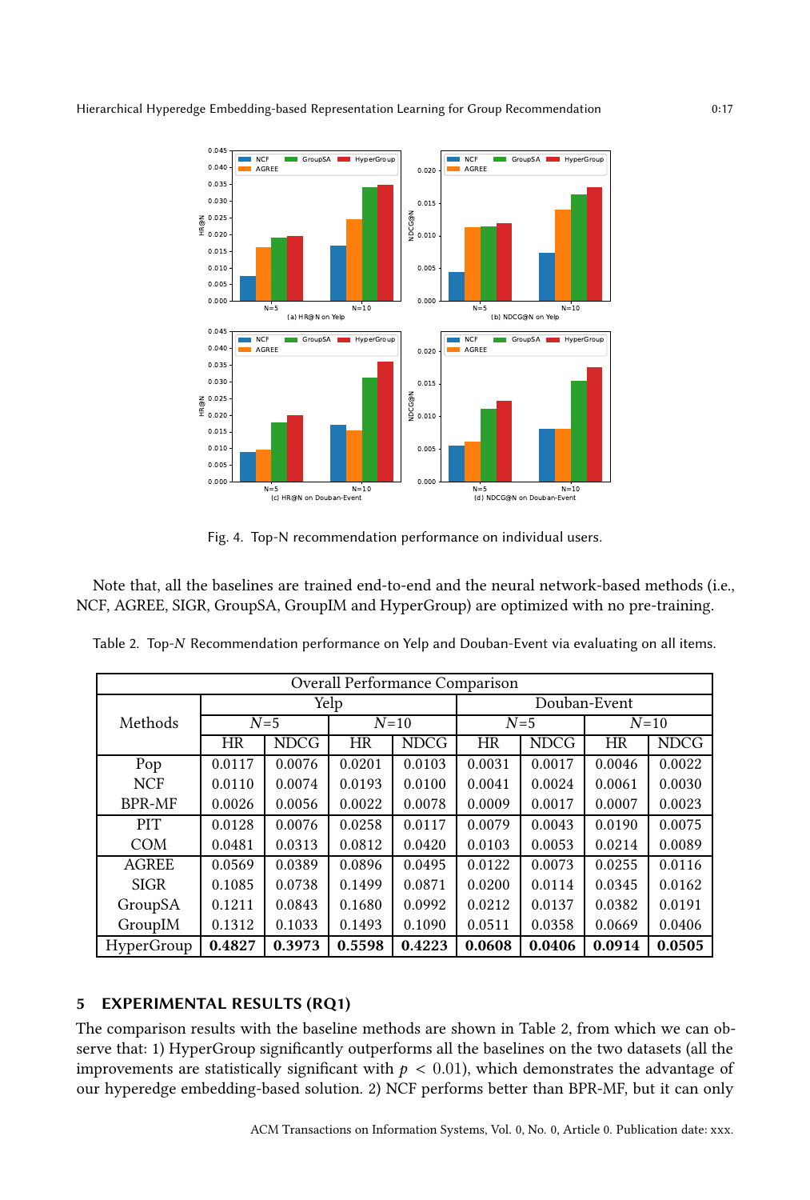Fig. 4. Top-N recommendation performance on individual users.

Note that, all the baselines are trained end-to-end and the neural network-based methods (i.e., NCF, AGREE, SIGR, GroupSA, GroupIM and HyperGroup) are optimized with no pre-training.

Table 2. Top-$N$ Recommendation performance on Yelp and Douban-Event via evaluating on all items.

| Overall Performance Comparison | | | | | | | | |
|---|---|---|---|---|---|---|---|---|
| Methods | Yelp | | | | Douban-Event | | | |
| | $N$=5 | | $N$=10 | | $N$=5 | | $N$=10 | |
| | HR | NDCG | HR | NDCG | HR | NDCG | HR | NDCG |
| Pop | 0.0117 | 0.0076 | 0.0201 | 0.0103 | 0.0031 | 0.0017 | 0.0046 | 0.0022 |
| NCF | 0.0110 | 0.0074 | 0.0193 | 0.0100 | 0.0041 | 0.0024 | 0.0061 | 0.0030 |
| BPR-MF | 0.0026 | 0.0056 | 0.0022 | 0.0078 | 0.0009 | 0.0017 | 0.0007 | 0.0023 |
| PIT | 0.0128 | 0.0076 | 0.0258 | 0.0117 | 0.0079 | 0.0043 | 0.0190 | 0.0075 |
| COM | 0.0481 | 0.0313 | 0.0812 | 0.0420 | 0.0103 | 0.0053 | 0.0214 | 0.0089 |
| AGREE | 0.0569 | 0.0389 | 0.0896 | 0.0495 | 0.0122 | 0.0073 | 0.0255 | 0.0116 |
| SIGR | 0.1085 | 0.0738 | 0.1499 | 0.0871 | 0.0200 | 0.0114 | 0.0345 | 0.0162 |
| GroupSA | 0.1211 | 0.0843 | 0.1680 | 0.0992 | 0.0212 | 0.0137 | 0.0382 | 0.0191 |
| GroupIM | 0.1312 | 0.1033 | 0.1493 | 0.1090 | 0.0511 | 0.0358 | 0.0669 | 0.0406 |
| HyperGroup | **0.4827** | **0.3973** | **0.5598** | **0.4223** | **0.0608** | **0.0406** | **0.0914** | **0.0505** |

## 5 EXPERIMENTAL RESULTS (RQ1)

The comparison results with the baseline methods are shown in Table 2, from which we can observe that: 1) HyperGroup significantly outperforms all the baselines on the two datasets (all the improvements are statistically significant with $p < 0.01$), which demonstrates the advantage of our hyperedge embedding-based solution. 2) NCF performs better than BPR-MF, but it can only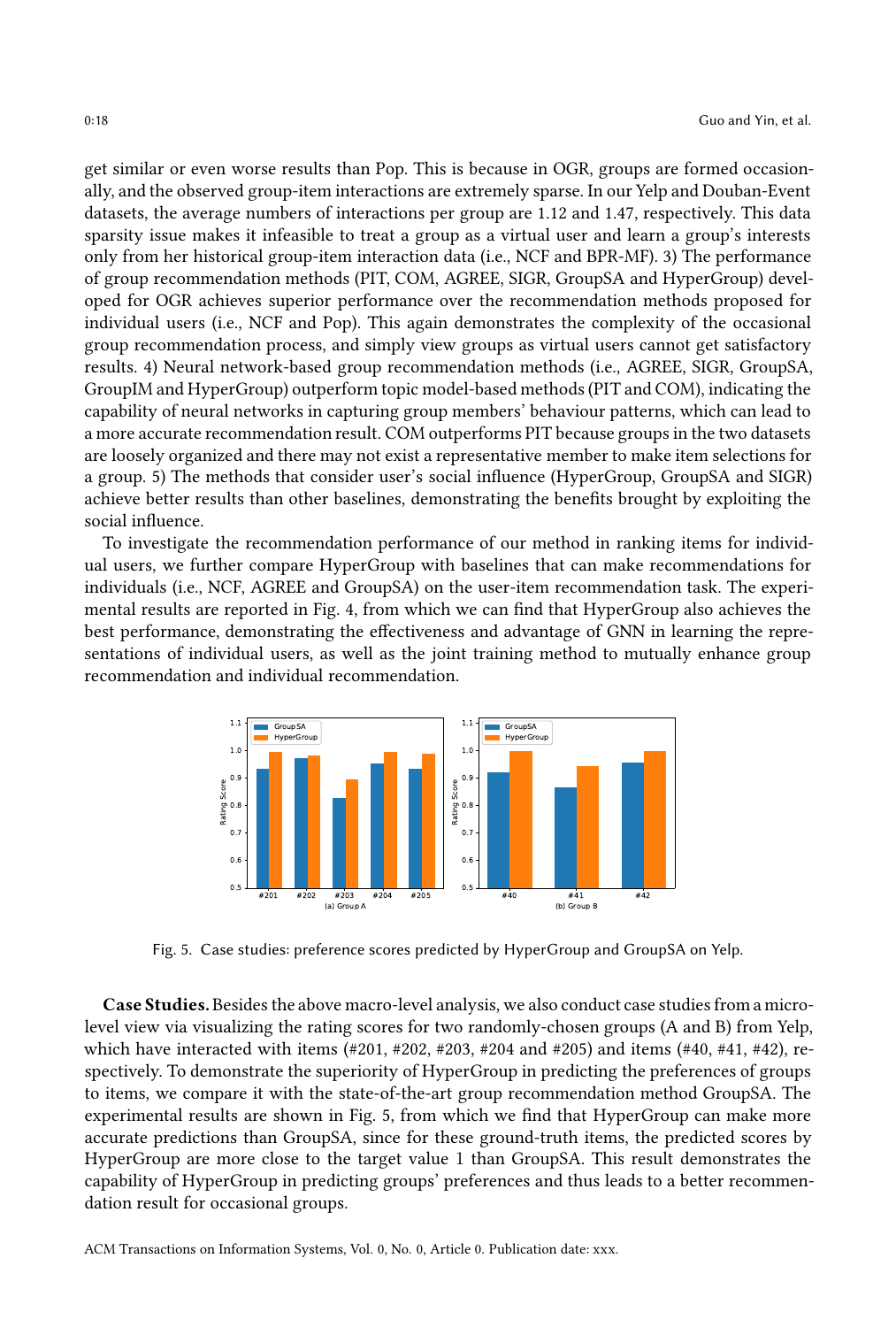get similar or even worse results than Pop. This is because in OGR, groups are formed occasionally, and the observed group-item interactions are extremely sparse. In our Yelp and Douban-Event datasets, the average numbers of interactions per group are 1.12 and 1.47, respectively. This data sparsity issue makes it infeasible to treat a group as a virtual user and learn a group's interests only from her historical group-item interaction data (i.e., NCF and BPR-MF). 3) The performance of group recommendation methods (PIT, COM, AGREE, SIGR, GroupSA and HyperGroup) developed for OGR achieves superior performance over the recommendation methods proposed for individual users (i.e., NCF and Pop). This again demonstrates the complexity of the occasional group recommendation process, and simply view groups as virtual users cannot get satisfactory results. 4) Neural network-based group recommendation methods (i.e., AGREE, SIGR, GroupSA, GroupIM and HyperGroup) outperform topic model-based methods (PIT and COM), indicating the capability of neural networks in capturing group members' behaviour patterns, which can lead to a more accurate recommendation result. COM outperforms PIT because groups in the two datasets are loosely organized and there may not exist a representative member to make item selections for a group. 5) The methods that consider user's social influence (HyperGroup, GroupSA and SIGR) achieve better results than other baselines, demonstrating the benefits brought by exploiting the social influence.

To investigate the recommendation performance of our method in ranking items for individual users, we further compare HyperGroup with baselines that can make recommendations for individuals (i.e., NCF, AGREE and GroupSA) on the user-item recommendation task. The experimental results are reported in Fig. 4, from which we can find that HyperGroup also achieves the best performance, demonstrating the effectiveness and advantage of GNN in learning the representations of individual users, as well as the joint training method to mutually enhance group recommendation and individual recommendation.

Fig. 5. Case studies: preference scores predicted by HyperGroup and GroupSA on Yelp.

**Case Studies.** Besides the above macro-level analysis, we also conduct case studies from a micro-level view via visualizing the rating scores for two randomly-chosen groups (A and B) from Yelp, which have interacted with items (#201, #202, #203, #204 and #205) and items (#40, #41, #42), respectively. To demonstrate the superiority of HyperGroup in predicting the preferences of groups to items, we compare it with the state-of-the-art group recommendation method GroupSA. The experimental results are shown in Fig. 5, from which we find that HyperGroup can make more accurate predictions than GroupSA, since for these ground-truth items, the predicted scores by HyperGroup are more close to the target value 1 than GroupSA. This result demonstrates the capability of HyperGroup in predicting groups' preferences and thus leads to a better recommendation result for occasional groups.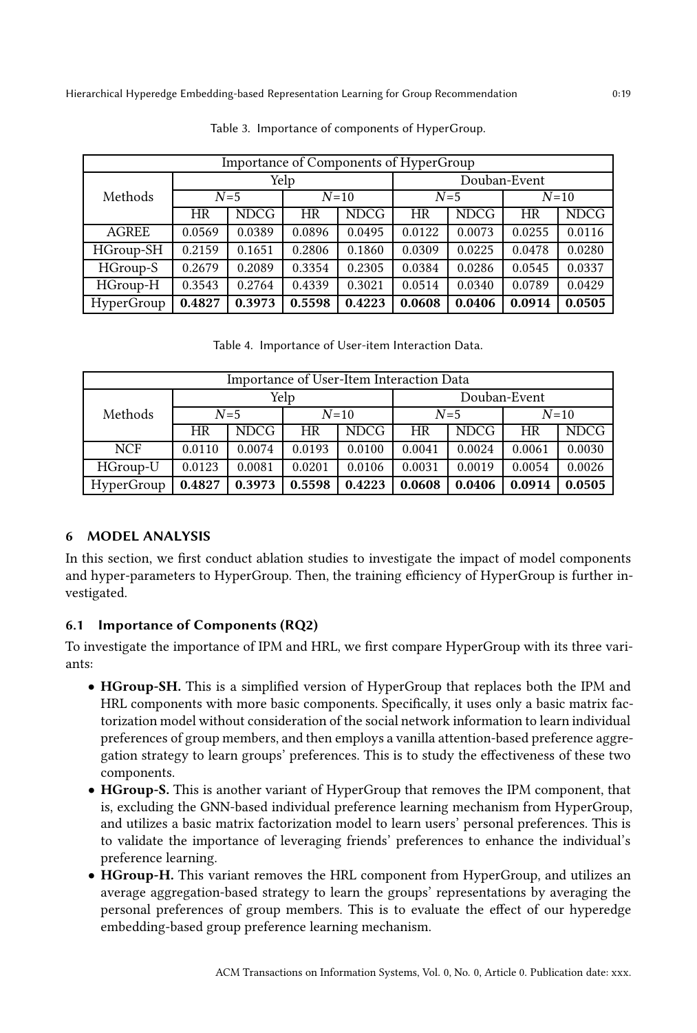Table 3. Importance of components of HyperGroup.

| Importance of Components of HyperGroup | | | | | | | | |
|---|---|---|---|---|---|---|---|---|
| Methods | Yelp | | | | Douban-Event | | | |
| | $N$=5 | | $N$=10 | | $N$=5 | | $N$=10 | |
| | HR | NDCG | HR | NDCG | HR | NDCG | HR | NDCG |
| AGREE | 0.0569 | 0.0389 | 0.0896 | 0.0495 | 0.0122 | 0.0073 | 0.0255 | 0.0116 |
| HGroup-SH | 0.2159 | 0.1651 | 0.2806 | 0.1860 | 0.0309 | 0.0225 | 0.0478 | 0.0280 |
| HGroup-S | 0.2679 | 0.2089 | 0.3354 | 0.2305 | 0.0384 | 0.0286 | 0.0545 | 0.0337 |
| HGroup-H | 0.3543 | 0.2764 | 0.4339 | 0.3021 | 0.0514 | 0.0340 | 0.0789 | 0.0429 |
| HyperGroup | **0.4827** | **0.3973** | **0.5598** | **0.4223** | **0.0608** | **0.0406** | **0.0914** | **0.0505** |

Table 4. Importance of User-item Interaction Data.

| Importance of User-Item Interaction Data | | | | | | | | |
|---|---|---|---|---|---|---|---|---|
| Methods | Yelp | | | | Douban-Event | | | |
| | $N$=5 | | $N$=10 | | $N$=5 | | $N$=10 | |
| | HR | NDCG | HR | NDCG | HR | NDCG | HR | NDCG |
| NCF | 0.0110 | 0.0074 | 0.0193 | 0.0100 | 0.0041 | 0.0024 | 0.0061 | 0.0030 |
| HGroup-U | 0.0123 | 0.0081 | 0.0201 | 0.0106 | 0.0031 | 0.0019 | 0.0054 | 0.0026 |
| HyperGroup | **0.4827** | **0.3973** | **0.5598** | **0.4223** | **0.0608** | **0.0406** | **0.0914** | **0.0505** |

## 6 MODEL ANALYSIS

In this section, we first conduct ablation studies to investigate the impact of model components and hyper-parameters to HyperGroup. Then, the training efficiency of HyperGroup is further investigated.

### 6.1 Importance of Components (RQ2)

To investigate the importance of IPM and HRL, we first compare HyperGroup with its three variants:

- **HGroup-SH.** This is a simplified version of HyperGroup that replaces both the IPM and HRL components with more basic components. Specifically, it uses only a basic matrix factorization model without consideration of the social network information to learn individual preferences of group members, and then employs a vanilla attention-based preference aggregation strategy to learn groups' preferences. This is to study the effectiveness of these two components.
- **HGroup-S.** This is another variant of HyperGroup that removes the IPM component, that is, excluding the GNN-based individual preference learning mechanism from HyperGroup, and utilizes a basic matrix factorization model to learn users' personal preferences. This is to validate the importance of leveraging friends' preferences to enhance the individual's preference learning.
- **HGroup-H.** This variant removes the HRL component from HyperGroup, and utilizes an average aggregation-based strategy to learn the groups' representations by averaging the personal preferences of group members. This is to evaluate the effect of our hyperedge embedding-based group preference learning mechanism.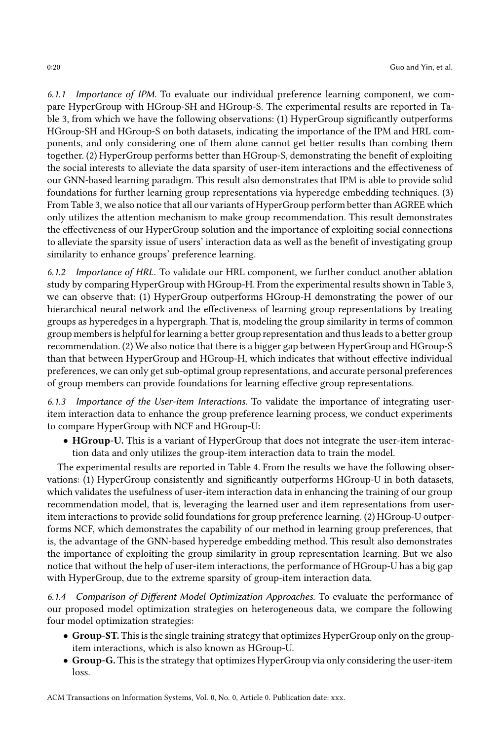#### 6.1.1 *Importance of IPM.*

To evaluate our individual preference learning component, we compare HyperGroup with HGroup-SH and HGroup-S. The experimental results are reported in Table 3, from which we have the following observations: (1) HyperGroup significantly outperforms HGroup-SH and HGroup-S on both datasets, indicating the importance of the IPM and HRL components, and only considering one of them alone cannot get better results than combing them together. (2) HyperGroup performs better than HGroup-S, demonstrating the benefit of exploiting the social interests to alleviate the data sparsity of user-item interactions and the effectiveness of our GNN-based learning paradigm. This result also demonstrates that IPM is able to provide solid foundations for further learning group representations via hyperedge embedding techniques. (3) From Table 3, we also notice that all our variants of HyperGroup perform better than AGREE which only utilizes the attention mechanism to make group recommendation. This result demonstrates the effectiveness of our HyperGroup solution and the importance of exploiting social connections to alleviate the sparsity issue of users' interaction data as well as the benefit of investigating group similarity to enhance groups' preference learning.

#### 6.1.2 *Importance of HRL.*

To validate our HRL component, we further conduct another ablation study by comparing HyperGroup with HGroup-H. From the experimental results shown in Table 3, we can observe that: (1) HyperGroup outperforms HGroup-H demonstrating the power of our hierarchical neural network and the effectiveness of learning group representations by treating groups as hyperedges in a hypergraph. That is, modeling the group similarity in terms of common group members is helpful for learning a better group representation and thus leads to a better group recommendation. (2) We also notice that there is a bigger gap between HyperGroup and HGroup-S than that between HyperGroup and HGroup-H, which indicates that without effective individual preferences, we can only get sub-optimal group representations, and accurate personal preferences of group members can provide foundations for learning effective group representations.

#### 6.1.3 *Importance of the User-item Interactions.*

To validate the importance of integrating user-item interaction data to enhance the group preference learning process, we conduct experiments to compare HyperGroup with NCF and HGroup-U:

- **HGroup-U.** This is a variant of HyperGroup that does not integrate the user-item interaction data and only utilizes the group-item interaction data to train the model.

The experimental results are reported in Table 4. From the results we have the following observations: (1) HyperGroup consistently and significantly outperforms HGroup-U in both datasets, which validates the usefulness of user-item interaction data in enhancing the training of our group recommendation model, that is, leveraging the learned user and item representations from user-item interactions to provide solid foundations for group preference learning. (2) HGroup-U outperforms NCF, which demonstrates the capability of our method in learning group preferences, that is, the advantage of the GNN-based hyperedge embedding method. This result also demonstrates the importance of exploiting the group similarity in group representation learning. But we also notice that without the help of user-item interactions, the performance of HGroup-U has a big gap with HyperGroup, due to the extreme sparsity of group-item interaction data.

#### 6.1.4 *Comparison of Different Model Optimization Approaches.*

To evaluate the performance of our proposed model optimization strategies on heterogeneous data, we compare the following four model optimization strategies:

- **Group-ST.** This is the single training strategy that optimizes HyperGroup only on the group-item interactions, which is also known as HGroup-U.
- **Group-G.** This is the strategy that optimizes HyperGroup via only considering the user-item loss.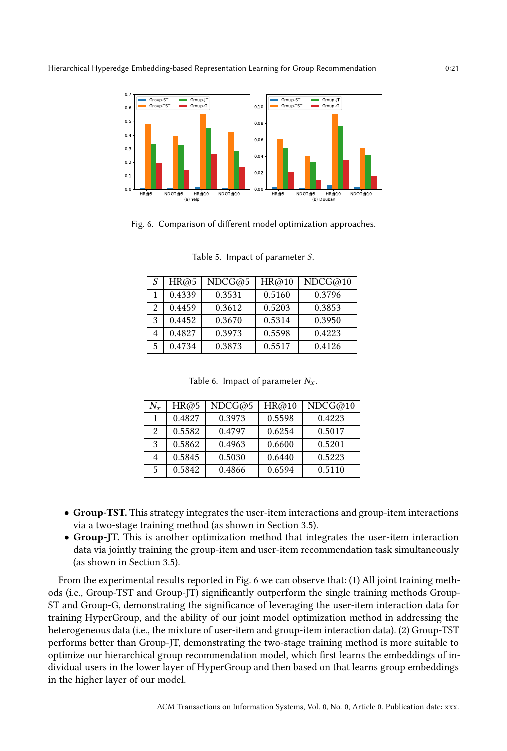Fig. 6. Comparison of different model optimization approaches.

Table 5. Impact of parameter $S$.

| $S$ | HR@5 | NDCG@5 | HR@10 | NDCG@10 |
|---|---|---|---|---|
| 1 | 0.4339 | 0.3531 | 0.5160 | 0.3796 |
| 2 | 0.4459 | 0.3612 | 0.5203 | 0.3853 |
| 3 | 0.4452 | 0.3670 | 0.5314 | 0.3950 |
| 4 | 0.4827 | 0.3973 | 0.5598 | 0.4223 |
| 5 | 0.4734 | 0.3873 | 0.5517 | 0.4126 |

Table 6. Impact of parameter $N_x$.

| $N_x$ | HR@5 | NDCG@5 | HR@10 | NDCG@10 |
|---|---|---|---|---|
| 1 | 0.4827 | 0.3973 | 0.5598 | 0.4223 |
| 2 | 0.5582 | 0.4797 | 0.6254 | 0.5017 |
| 3 | 0.5862 | 0.4963 | 0.6600 | 0.5201 |
| 4 | 0.5845 | 0.5030 | 0.6440 | 0.5223 |
| 5 | 0.5842 | 0.4866 | 0.6594 | 0.5110 |

- **Group-TST.** This strategy integrates the user-item interactions and group-item interactions via a two-stage training method (as shown in Section 3.5).
- **Group-JT.** This is another optimization method that integrates the user-item interaction data via jointly training the group-item and user-item recommendation task simultaneously (as shown in Section 3.5).

From the experimental results reported in Fig. 6 we can observe that: (1) All joint training methods (i.e., Group-TST and Group-JT) significantly outperform the single training methods Group-ST and Group-G, demonstrating the significance of leveraging the user-item interaction data for training HyperGroup, and the ability of our joint model optimization method in addressing the heterogeneous data (i.e., the mixture of user-item and group-item interaction data). (2) Group-TST performs better than Group-JT, demonstrating the two-stage training method is more suitable to optimize our hierarchical group recommendation model, which first learns the embeddings of individual users in the lower layer of HyperGroup and then based on that learns group embeddings in the higher layer of our model.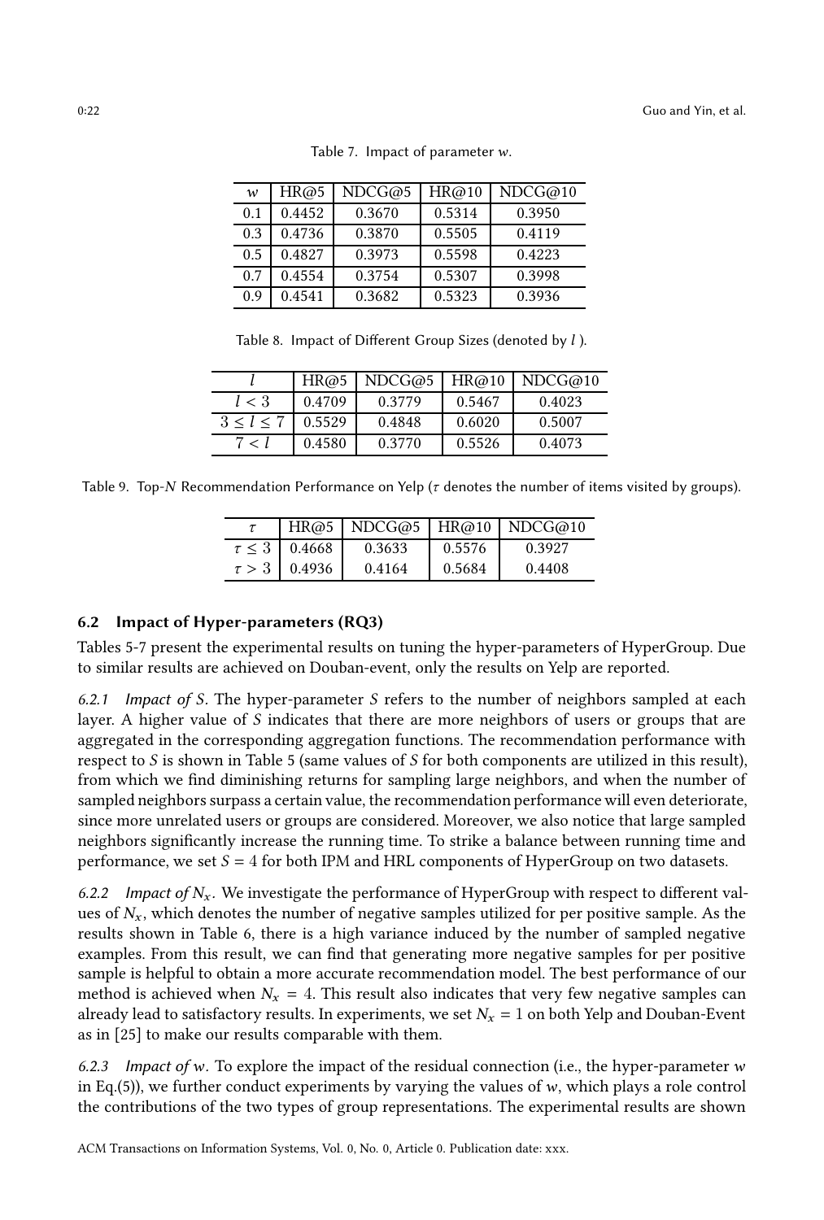Table 7. Impact of parameter $w$.

| $w$ | HR@5 | NDCG@5 | HR@10 | NDCG@10 |
|---|---|---|---|---|
| 0.1 | 0.4452 | 0.3670 | 0.5314 | 0.3950 |
| 0.3 | 0.4736 | 0.3870 | 0.5505 | 0.4119 |
| 0.5 | 0.4827 | 0.3973 | 0.5598 | 0.4223 |
| 0.7 | 0.4554 | 0.3754 | 0.5307 | 0.3998 |
| 0.9 | 0.4541 | 0.3682 | 0.5323 | 0.3936 |

Table 8. Impact of Different Group Sizes (denoted by $l$ ).

| $l$ | HR@5 | NDCG@5 | HR@10 | NDCG@10 |
|---|---|---|---|---|
| $l < 3$ | 0.4709 | 0.3779 | 0.5467 | 0.4023 |
| $3 \leq l \leq 7$ | 0.5529 | 0.4848 | 0.6020 | 0.5007 |
| $7 < l$ | 0.4580 | 0.3770 | 0.5526 | 0.4073 |

Table 9. Top-$N$ Recommendation Performance on Yelp ($\tau$ denotes the number of items visited by groups).

| $\tau$ | HR@5 | NDCG@5 | HR@10 | NDCG@10 |
|---|---|---|---|---|
| $\tau \leq 3$ | 0.4668 | 0.3633 | 0.5576 | 0.3927 |
| $\tau > 3$ | 0.4936 | 0.4164 | 0.5684 | 0.4408 |

## 6.2 Impact of Hyper-parameters (RQ3)

Tables 5-7 present the experimental results on tuning the hyper-parameters of HyperGroup. Due to similar results are achieved on Douban-event, only the results on Yelp are reported.

*6.2.1 Impact of $S$.* The hyper-parameter $S$ refers to the number of neighbors sampled at each layer. A higher value of $S$ indicates that there are more neighbors of users or groups that are aggregated in the corresponding aggregation functions. The recommendation performance with respect to $S$ is shown in Table 5 (same values of $S$ for both components are utilized in this result), from which we find diminishing returns for sampling large neighbors, and when the number of sampled neighbors surpass a certain value, the recommendation performance will even deteriorate, since more unrelated users or groups are considered. Moreover, we also notice that large sampled neighbors significantly increase the running time. To strike a balance between running time and performance, we set $S = 4$ for both IPM and HRL components of HyperGroup on two datasets.

*6.2.2 Impact of $N_x$.* We investigate the performance of HyperGroup with respect to different values of $N_x$, which denotes the number of negative samples utilized for per positive sample. As the results shown in Table 6, there is a high variance induced by the number of sampled negative examples. From this result, we can find that generating more negative samples for per positive sample is helpful to obtain a more accurate recommendation model. The best performance of our method is achieved when $N_x = 4$. This result also indicates that very few negative samples can already lead to satisfactory results. In experiments, we set $N_x = 1$ on both Yelp and Douban-Event as in [25] to make our results comparable with them.

*6.2.3 Impact of $w$.* To explore the impact of the residual connection (i.e., the hyper-parameter $w$ in Eq.(5)), we further conduct experiments by varying the values of $w$, which plays a role control the contributions of the two types of group representations. The experimental results are shown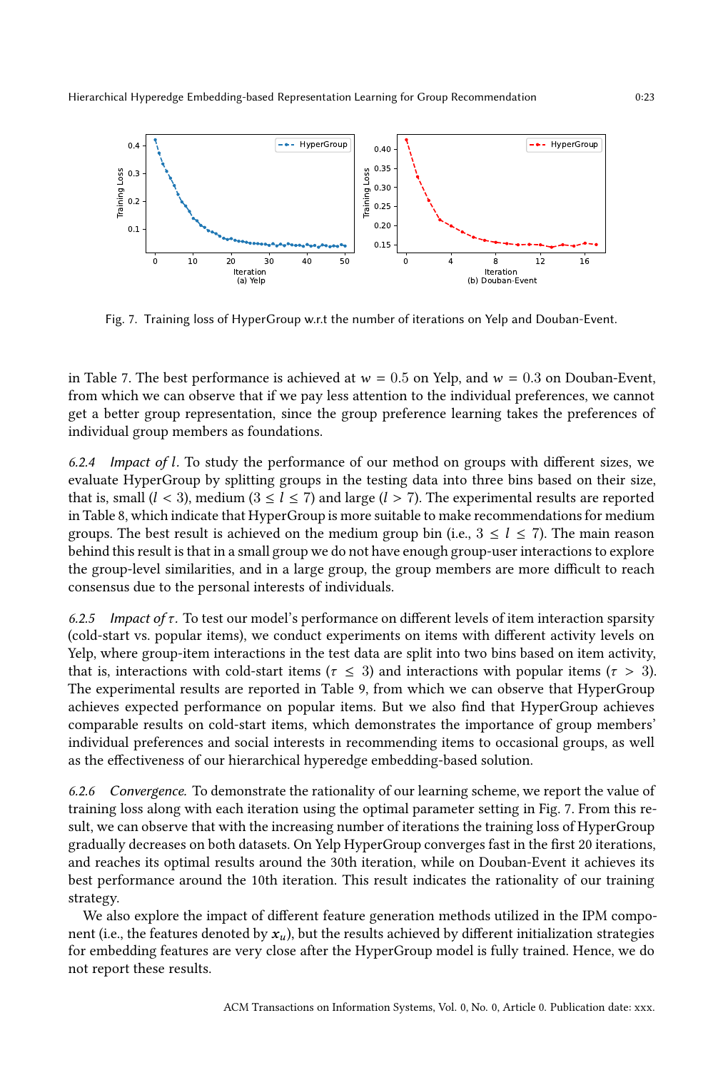Fig. 7. Training loss of HyperGroup w.r.t the number of iterations on Yelp and Douban-Event.

in Table 7. The best performance is achieved at $w = 0.5$ on Yelp, and $w = 0.3$ on Douban-Event, from which we can observe that if we pay less attention to the individual preferences, we cannot get a better group representation, since the group preference learning takes the preferences of individual group members as foundations.

#### 6.2.4 *Impact of $l$.*

To study the performance of our method on groups with different sizes, we evaluate HyperGroup by splitting groups in the testing data into three bins based on their size, that is, small ($l < 3$), medium ($3 \leq l \leq 7$) and large ($l > 7$). The experimental results are reported in Table 8, which indicate that HyperGroup is more suitable to make recommendations for medium groups. The best result is achieved on the medium group bin (i.e., $3 \leq l \leq 7$). The main reason behind this result is that in a small group we do not have enough group-user interactions to explore the group-level similarities, and in a large group, the group members are more difficult to reach consensus due to the personal interests of individuals.

#### 6.2.5 *Impact of $\tau$.*

To test our model's performance on different levels of item interaction sparsity (cold-start vs. popular items), we conduct experiments on items with different activity levels on Yelp, where group-item interactions in the test data are split into two bins based on item activity, that is, interactions with cold-start items ($\tau \leq 3$) and interactions with popular items ($\tau > 3$). The experimental results are reported in Table 9, from which we can observe that HyperGroup achieves expected performance on popular items. But we also find that HyperGroup achieves comparable results on cold-start items, which demonstrates the importance of group members' individual preferences and social interests in recommending items to occasional groups, as well as the effectiveness of our hierarchical hyperedge embedding-based solution.

#### 6.2.6 *Convergence.*

To demonstrate the rationality of our learning scheme, we report the value of training loss along with each iteration using the optimal parameter setting in Fig. 7. From this result, we can observe that with the increasing number of iterations the training loss of HyperGroup gradually decreases on both datasets. On Yelp HyperGroup converges fast in the first 20 iterations, and reaches its optimal results around the 30th iteration, while on Douban-Event it achieves its best performance around the 10th iteration. This result indicates the rationality of our training strategy.

We also explore the impact of different feature generation methods utilized in the IPM component (i.e., the features denoted by $\boldsymbol{x}_u$), but the results achieved by different initialization strategies for embedding features are very close after the HyperGroup model is fully trained. Hence, we do not report these results.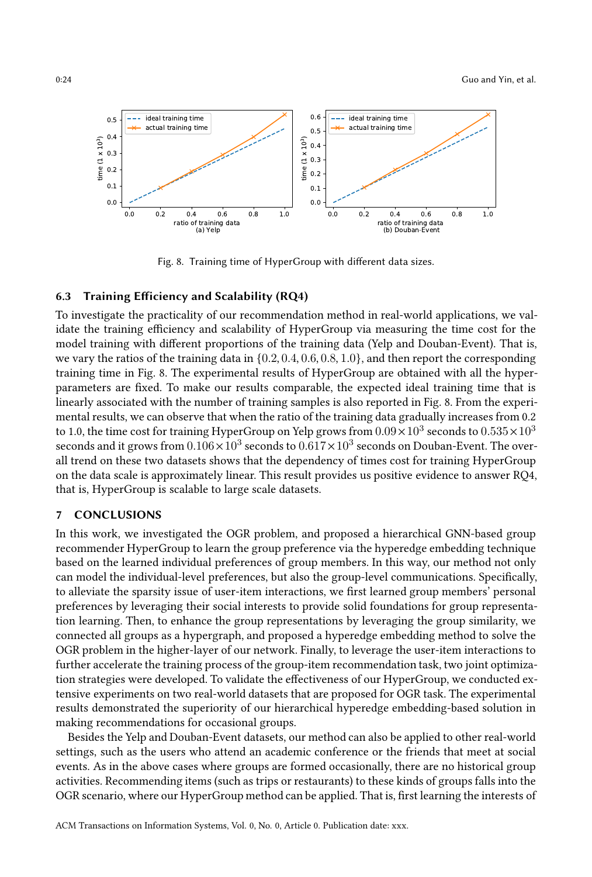Fig. 8. Training time of HyperGroup with different data sizes.

### 6.3 Training Efficiency and Scalability (RQ4)

To investigate the practicality of our recommendation method in real-world applications, we validate the training efficiency and scalability of HyperGroup via measuring the time cost for the model training with different proportions of the training data (Yelp and Douban-Event). That is, we vary the ratios of the training data in $\{0.2, 0.4, 0.6, 0.8, 1.0\}$, and then report the corresponding training time in Fig. 8. The experimental results of HyperGroup are obtained with all the hyper-parameters are fixed. To make our results comparable, the expected ideal training time that is linearly associated with the number of training samples is also reported in Fig. 8. From the experimental results, we can observe that when the ratio of the training data gradually increases from 0.2 to 1.0, the time cost for training HyperGroup on Yelp grows from $0.09 \times 10^3$ seconds to $0.535 \times 10^3$ seconds and it grows from $0.106 \times 10^3$ seconds to $0.617 \times 10^3$ seconds on Douban-Event. The overall trend on these two datasets shows that the dependency of times cost for training HyperGroup on the data scale is approximately linear. This result provides us positive evidence to answer RQ4, that is, HyperGroup is scalable to large scale datasets.

## 7 CONCLUSIONS

In this work, we investigated the OGR problem, and proposed a hierarchical GNN-based group recommender HyperGroup to learn the group preference via the hyperedge embedding technique based on the learned individual preferences of group members. In this way, our method not only can model the individual-level preferences, but also the group-level communications. Specifically, to alleviate the sparsity issue of user-item interactions, we first learned group members' personal preferences by leveraging their social interests to provide solid foundations for group representation learning. Then, to enhance the group representations by leveraging the group similarity, we connected all groups as a hypergraph, and proposed a hyperedge embedding method to solve the OGR problem in the higher-layer of our network. Finally, to leverage the user-item interactions to further accelerate the training process of the group-item recommendation task, two joint optimization strategies were developed. To validate the effectiveness of our HyperGroup, we conducted extensive experiments on two real-world datasets that are proposed for OGR task. The experimental results demonstrated the superiority of our hierarchical hyperedge embedding-based solution in making recommendations for occasional groups.

Besides the Yelp and Douban-Event datasets, our method can also be applied to other real-world settings, such as the users who attend an academic conference or the friends that meet at social events. As in the above cases where groups are formed occasionally, there are no historical group activities. Recommending items (such as trips or restaurants) to these kinds of groups falls into the OGR scenario, where our HyperGroup method can be applied. That is, first learning the interests of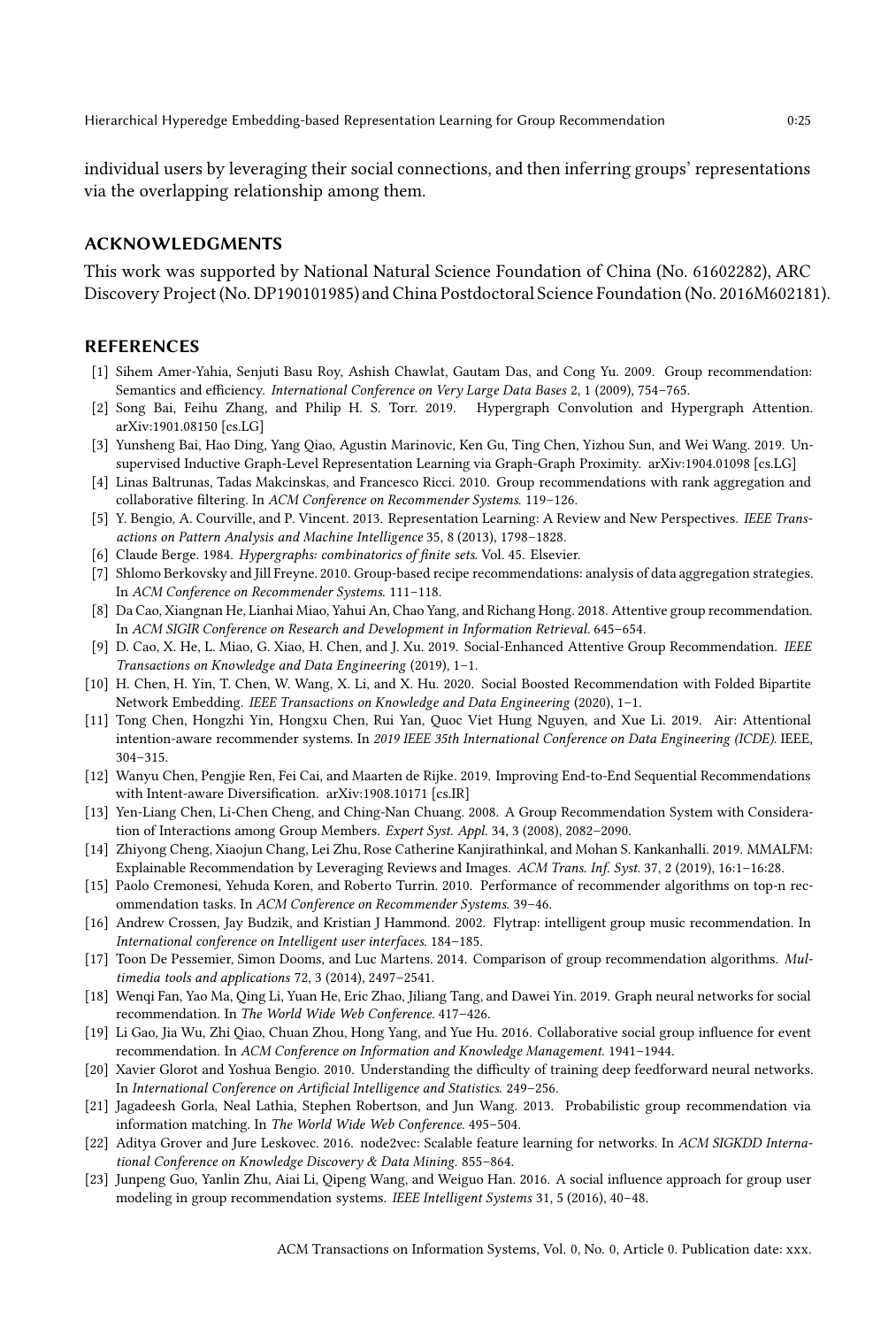individual users by leveraging their social connections, and then inferring groups' representations via the overlapping relationship among them.

## ACKNOWLEDGMENTS

This work was supported by National Natural Science Foundation of China (No. 61602282), ARC Discovery Project (No. DP190101985) and China Postdoctoral Science Foundation (No. 2016M602181).

## REFERENCES

[1] Sihem Amer-Yahia, Senjuti Basu Roy, Ashish Chawlat, Gautam Das, and Cong Yu. 2009. Group recommendation: Semantics and efficiency. *International Conference on Very Large Data Bases* 2, 1 (2009), 754–765.

[2] Song Bai, Feihu Zhang, and Philip H. S. Torr. 2019. Hypergraph Convolution and Hypergraph Attention. arXiv:1901.08150 [cs.LG]

[3] Yunsheng Bai, Hao Ding, Yang Qiao, Agustin Marinovic, Ken Gu, Ting Chen, Yizhou Sun, and Wei Wang. 2019. Unsupervised Inductive Graph-Level Representation Learning via Graph-Graph Proximity. arXiv:1904.01098 [cs.LG]

[4] Linas Baltrunas, Tadas Makcinskas, and Francesco Ricci. 2010. Group recommendations with rank aggregation and collaborative filtering. In *ACM Conference on Recommender Systems*. 119–126.

[5] Y. Bengio, A. Courville, and P. Vincent. 2013. Representation Learning: A Review and New Perspectives. *IEEE Transactions on Pattern Analysis and Machine Intelligence* 35, 8 (2013), 1798–1828.

[6] Claude Berge. 1984. *Hypergraphs: combinatorics of finite sets*. Vol. 45. Elsevier.

[7] Shlomo Berkovsky and Jill Freyne. 2010. Group-based recipe recommendations: analysis of data aggregation strategies. In *ACM Conference on Recommender Systems*. 111–118.

[8] Da Cao, Xiangnan He, Lianhai Miao, Yahui An, Chao Yang, and Richang Hong. 2018. Attentive group recommendation. In *ACM SIGIR Conference on Research and Development in Information Retrieval*. 645–654.

[9] D. Cao, X. He, L. Miao, G. Xiao, H. Chen, and J. Xu. 2019. Social-Enhanced Attentive Group Recommendation. *IEEE Transactions on Knowledge and Data Engineering* (2019), 1–1.

[10] H. Chen, H. Yin, T. Chen, W. Wang, X. Li, and X. Hu. 2020. Social Boosted Recommendation with Folded Bipartite Network Embedding. *IEEE Transactions on Knowledge and Data Engineering* (2020), 1–1.

[11] Tong Chen, Hongzhi Yin, Hongxu Chen, Rui Yan, Quoc Viet Hung Nguyen, and Xue Li. 2019. Air: Attentional intention-aware recommender systems. In *2019 IEEE 35th International Conference on Data Engineering (ICDE)*. IEEE, 304–315.

[12] Wanyu Chen, Pengjie Ren, Fei Cai, and Maarten de Rijke. 2019. Improving End-to-End Sequential Recommendations with Intent-aware Diversification. arXiv:1908.10171 [cs.IR]

[13] Yen-Liang Chen, Li-Chen Cheng, and Ching-Nan Chuang. 2008. A Group Recommendation System with Consideration of Interactions among Group Members. *Expert Syst. Appl.* 34, 3 (2008), 2082–2090.

[14] Zhiyong Cheng, Xiaojun Chang, Lei Zhu, Rose Catherine Kanjirathinkal, and Mohan S. Kankanhalli. 2019. MMALFM: Explainable Recommendation by Leveraging Reviews and Images. *ACM Trans. Inf. Syst.* 37, 2 (2019), 16:1–16:28.

[15] Paolo Cremonesi, Yehuda Koren, and Roberto Turrin. 2010. Performance of recommender algorithms on top-n recommendation tasks. In *ACM Conference on Recommender Systems*. 39–46.

[16] Andrew Crossen, Jay Budzik, and Kristian J Hammond. 2002. Flytrap: intelligent group music recommendation. In *International conference on Intelligent user interfaces*. 184–185.

[17] Toon De Pessemier, Simon Dooms, and Luc Martens. 2014. Comparison of group recommendation algorithms. *Multimedia tools and applications* 72, 3 (2014), 2497–2541.

[18] Wenqi Fan, Yao Ma, Qing Li, Yuan He, Eric Zhao, Jiliang Tang, and Dawei Yin. 2019. Graph neural networks for social recommendation. In *The World Wide Web Conference*. 417–426.

[19] Li Gao, Jia Wu, Zhi Qiao, Chuan Zhou, Hong Yang, and Yue Hu. 2016. Collaborative social group influence for event recommendation. In *ACM Conference on Information and Knowledge Management*. 1941–1944.

[20] Xavier Glorot and Yoshua Bengio. 2010. Understanding the difficulty of training deep feedforward neural networks. In *International Conference on Artificial Intelligence and Statistics*. 249–256.

[21] Jagadeesh Gorla, Neal Lathia, Stephen Robertson, and Jun Wang. 2013. Probabilistic group recommendation via information matching. In *The World Wide Web Conference*. 495–504.

[22] Aditya Grover and Jure Leskovec. 2016. node2vec: Scalable feature learning for networks. In *ACM SIGKDD International Conference on Knowledge Discovery & Data Mining*. 855–864.

[23] Junpeng Guo, Yanlin Zhu, Aiai Li, Qipeng Wang, and Weiguo Han. 2016. A social influence approach for group user modeling in group recommendation systems. *IEEE Intelligent Systems* 31, 5 (2016), 40–48.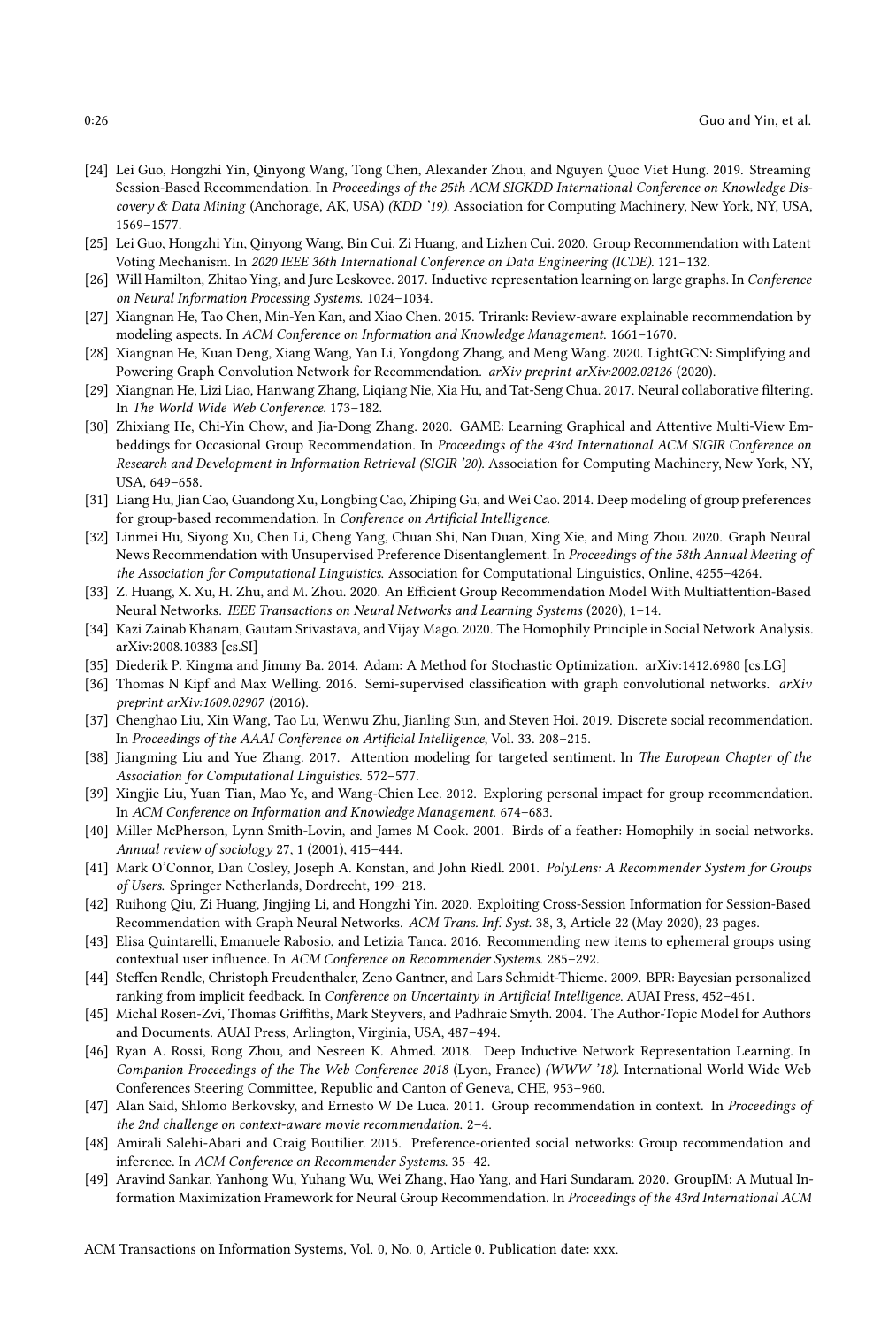[24] Lei Guo, Hongzhi Yin, Qinyong Wang, Tong Chen, Alexander Zhou, and Nguyen Quoc Viet Hung. 2019. Streaming Session-Based Recommendation. In *Proceedings of the 25th ACM SIGKDD International Conference on Knowledge Discovery & Data Mining* (Anchorage, AK, USA) *(KDD '19)*. Association for Computing Machinery, New York, NY, USA, 1569–1577.

[25] Lei Guo, Hongzhi Yin, Qinyong Wang, Bin Cui, Zi Huang, and Lizhen Cui. 2020. Group Recommendation with Latent Voting Mechanism. In *2020 IEEE 36th International Conference on Data Engineering (ICDE)*. 121–132.

[26] Will Hamilton, Zhitao Ying, and Jure Leskovec. 2017. Inductive representation learning on large graphs. In *Conference on Neural Information Processing Systems*. 1024–1034.

[27] Xiangnan He, Tao Chen, Min-Yen Kan, and Xiao Chen. 2015. Trirank: Review-aware explainable recommendation by modeling aspects. In *ACM Conference on Information and Knowledge Management*. 1661–1670.

[28] Xiangnan He, Kuan Deng, Xiang Wang, Yan Li, Yongdong Zhang, and Meng Wang. 2020. LightGCN: Simplifying and Powering Graph Convolution Network for Recommendation. *arXiv preprint arXiv:2002.02126* (2020).

[29] Xiangnan He, Lizi Liao, Hanwang Zhang, Liqiang Nie, Xia Hu, and Tat-Seng Chua. 2017. Neural collaborative filtering. In *The World Wide Web Conference*. 173–182.

[30] Zhixiang He, Chi-Yin Chow, and Jia-Dong Zhang. 2020. GAME: Learning Graphical and Attentive Multi-View Embeddings for Occasional Group Recommendation. In *Proceedings of the 43rd International ACM SIGIR Conference on Research and Development in Information Retrieval (SIGIR '20)*. Association for Computing Machinery, New York, NY, USA, 649–658.

[31] Liang Hu, Jian Cao, Guandong Xu, Longbing Cao, Zhiping Gu, and Wei Cao. 2014. Deep modeling of group preferences for group-based recommendation. In *Conference on Artificial Intelligence*.

[32] Linmei Hu, Siyong Xu, Chen Li, Cheng Yang, Chuan Shi, Nan Duan, Xing Xie, and Ming Zhou. 2020. Graph Neural News Recommendation with Unsupervised Preference Disentanglement. In *Proceedings of the 58th Annual Meeting of the Association for Computational Linguistics*. Association for Computational Linguistics, Online, 4255–4264.

[33] Z. Huang, X. Xu, H. Zhu, and M. Zhou. 2020. An Efficient Group Recommendation Model With Multiattention-Based Neural Networks. *IEEE Transactions on Neural Networks and Learning Systems* (2020), 1–14.

[34] Kazi Zainab Khanam, Gautam Srivastava, and Vijay Mago. 2020. The Homophily Principle in Social Network Analysis. arXiv:2008.10383 [cs.SI]

[35] Diederik P. Kingma and Jimmy Ba. 2014. Adam: A Method for Stochastic Optimization. arXiv:1412.6980 [cs.LG]

[36] Thomas N Kipf and Max Welling. 2016. Semi-supervised classification with graph convolutional networks. *arXiv preprint arXiv:1609.02907* (2016).

[37] Chenghao Liu, Xin Wang, Tao Lu, Wenwu Zhu, Jianling Sun, and Steven Hoi. 2019. Discrete social recommendation. In *Proceedings of the AAAI Conference on Artificial Intelligence*, Vol. 33. 208–215.

[38] Jiangming Liu and Yue Zhang. 2017. Attention modeling for targeted sentiment. In *The European Chapter of the Association for Computational Linguistics*. 572–577.

[39] Xingjie Liu, Yuan Tian, Mao Ye, and Wang-Chien Lee. 2012. Exploring personal impact for group recommendation. In *ACM Conference on Information and Knowledge Management*. 674–683.

[40] Miller McPherson, Lynn Smith-Lovin, and James M Cook. 2001. Birds of a feather: Homophily in social networks. *Annual review of sociology* 27, 1 (2001), 415–444.

[41] Mark O'Connor, Dan Cosley, Joseph A. Konstan, and John Riedl. 2001. *PolyLens: A Recommender System for Groups of Users.* Springer Netherlands, Dordrecht, 199–218.

[42] Ruihong Qiu, Zi Huang, Jingjing Li, and Hongzhi Yin. 2020. Exploiting Cross-Session Information for Session-Based Recommendation with Graph Neural Networks. *ACM Trans. Inf. Syst.* 38, 3, Article 22 (May 2020), 23 pages.

[43] Elisa Quintarelli, Emanuele Rabosio, and Letizia Tanca. 2016. Recommending new items to ephemeral groups using contextual user influence. In *ACM Conference on Recommender Systems*. 285–292.

[44] Steffen Rendle, Christoph Freudenthaler, Zeno Gantner, and Lars Schmidt-Thieme. 2009. BPR: Bayesian personalized ranking from implicit feedback. In *Conference on Uncertainty in Artificial Intelligence*. AUAI Press, 452–461.

[45] Michal Rosen-Zvi, Thomas Griffiths, Mark Steyvers, and Padhraic Smyth. 2004. The Author-Topic Model for Authors and Documents. AUAI Press, Arlington, Virginia, USA, 487–494.

[46] Ryan A. Rossi, Rong Zhou, and Nesreen K. Ahmed. 2018. Deep Inductive Network Representation Learning. In *Companion Proceedings of the The Web Conference 2018* (Lyon, France) *(WWW '18)*. International World Wide Web Conferences Steering Committee, Republic and Canton of Geneva, CHE, 953–960.

[47] Alan Said, Shlomo Berkovsky, and Ernesto W De Luca. 2011. Group recommendation in context. In *Proceedings of the 2nd challenge on context-aware movie recommendation*. 2–4.

[48] Amirali Salehi-Abari and Craig Boutilier. 2015. Preference-oriented social networks: Group recommendation and inference. In *ACM Conference on Recommender Systems*. 35–42.

[49] Aravind Sankar, Yanhong Wu, Yuhang Wu, Wei Zhang, Hao Yang, and Hari Sundaram. 2020. GroupIM: A Mutual Information Maximization Framework for Neural Group Recommendation. In *Proceedings of the 43rd International ACM*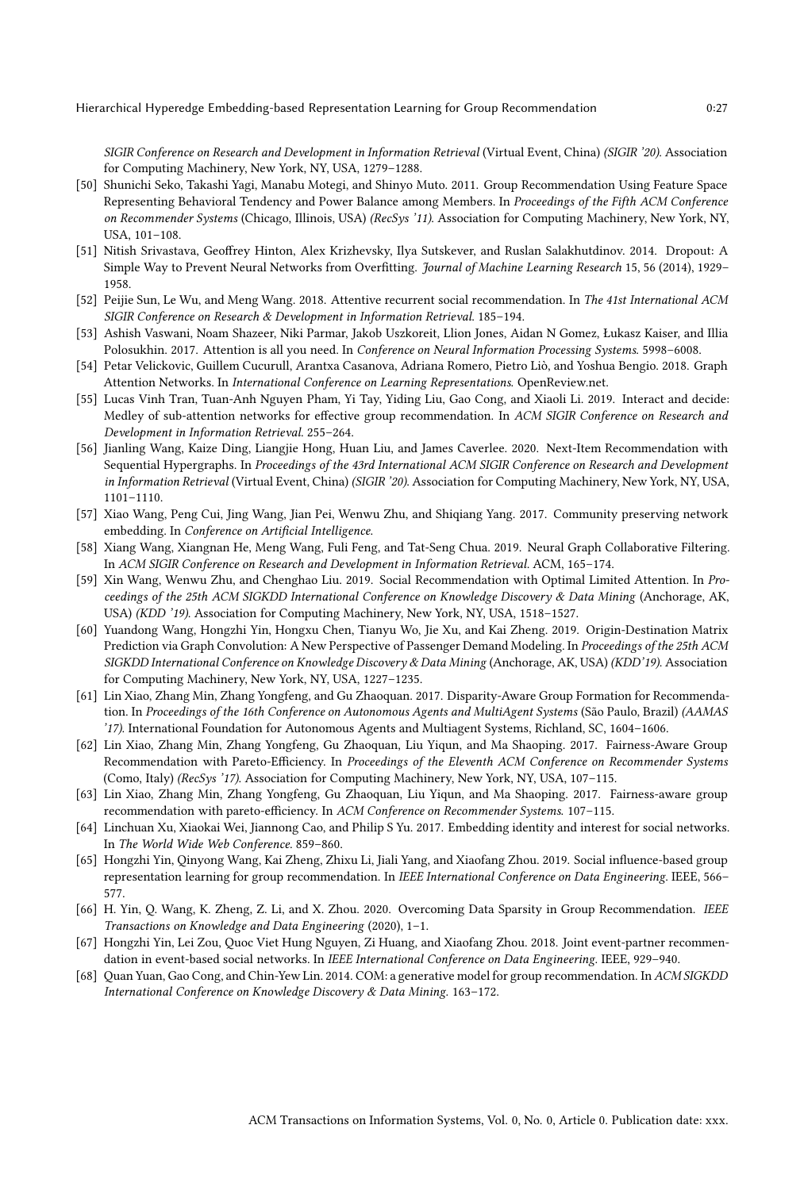*SIGIR Conference on Research and Development in Information Retrieval* (Virtual Event, China) *(SIGIR '20)*. Association for Computing Machinery, New York, NY, USA, 1279–1288.

[50] Shunichi Seko, Takashi Yagi, Manabu Motegi, and Shinyo Muto. 2011. Group Recommendation Using Feature Space Representing Behavioral Tendency and Power Balance among Members. In *Proceedings of the Fifth ACM Conference on Recommender Systems* (Chicago, Illinois, USA) *(RecSys '11)*. Association for Computing Machinery, New York, NY, USA, 101–108.

[51] Nitish Srivastava, Geoffrey Hinton, Alex Krizhevsky, Ilya Sutskever, and Ruslan Salakhutdinov. 2014. Dropout: A Simple Way to Prevent Neural Networks from Overfitting. *Journal of Machine Learning Research* 15, 56 (2014), 1929–1958.

[52] Peijie Sun, Le Wu, and Meng Wang. 2018. Attentive recurrent social recommendation. In *The 41st International ACM SIGIR Conference on Research & Development in Information Retrieval*. 185–194.

[53] Ashish Vaswani, Noam Shazeer, Niki Parmar, Jakob Uszkoreit, Llion Jones, Aidan N Gomez, Łukasz Kaiser, and Illia Polosukhin. 2017. Attention is all you need. In *Conference on Neural Information Processing Systems*. 5998–6008.

[54] Petar Velickovic, Guillem Cucurull, Arantxa Casanova, Adriana Romero, Pietro Liò, and Yoshua Bengio. 2018. Graph Attention Networks. In *International Conference on Learning Representations*. OpenReview.net.

[55] Lucas Vinh Tran, Tuan-Anh Nguyen Pham, Yi Tay, Yiding Liu, Gao Cong, and Xiaoli Li. 2019. Interact and decide: Medley of sub-attention networks for effective group recommendation. In *ACM SIGIR Conference on Research and Development in Information Retrieval*. 255–264.

[56] Jianling Wang, Kaize Ding, Liangjie Hong, Huan Liu, and James Caverlee. 2020. Next-Item Recommendation with Sequential Hypergraphs. In *Proceedings of the 43rd International ACM SIGIR Conference on Research and Development in Information Retrieval* (Virtual Event, China) *(SIGIR '20)*. Association for Computing Machinery, New York, NY, USA, 1101–1110.

[57] Xiao Wang, Peng Cui, Jing Wang, Jian Pei, Wenwu Zhu, and Shiqiang Yang. 2017. Community preserving network embedding. In *Conference on Artificial Intelligence*.

[58] Xiang Wang, Xiangnan He, Meng Wang, Fuli Feng, and Tat-Seng Chua. 2019. Neural Graph Collaborative Filtering. In *ACM SIGIR Conference on Research and Development in Information Retrieval*. ACM, 165–174.

[59] Xin Wang, Wenwu Zhu, and Chenghao Liu. 2019. Social Recommendation with Optimal Limited Attention. In *Proceedings of the 25th ACM SIGKDD International Conference on Knowledge Discovery & Data Mining* (Anchorage, AK, USA) *(KDD '19)*. Association for Computing Machinery, New York, NY, USA, 1518–1527.

[60] Yuandong Wang, Hongzhi Yin, Hongxu Chen, Tianyu Wo, Jie Xu, and Kai Zheng. 2019. Origin-Destination Matrix Prediction via Graph Convolution: A New Perspective of Passenger Demand Modeling. In *Proceedings of the 25th ACM SIGKDD International Conference on Knowledge Discovery & Data Mining* (Anchorage, AK, USA) *(KDD'19)*. Association for Computing Machinery, New York, NY, USA, 1227–1235.

[61] Lin Xiao, Zhang Min, Zhang Yongfeng, and Gu Zhaoquan. 2017. Disparity-Aware Group Formation for Recommendation. In *Proceedings of the 16th Conference on Autonomous Agents and MultiAgent Systems* (São Paulo, Brazil) *(AAMAS '17)*. International Foundation for Autonomous Agents and Multiagent Systems, Richland, SC, 1604–1606.

[62] Lin Xiao, Zhang Min, Zhang Yongfeng, Gu Zhaoquan, Liu Yiqun, and Ma Shaoping. 2017. Fairness-Aware Group Recommendation with Pareto-Efficiency. In *Proceedings of the Eleventh ACM Conference on Recommender Systems* (Como, Italy) *(RecSys '17)*. Association for Computing Machinery, New York, NY, USA, 107–115.

[63] Lin Xiao, Zhang Min, Zhang Yongfeng, Gu Zhaoquan, Liu Yiqun, and Ma Shaoping. 2017. Fairness-aware group recommendation with pareto-efficiency. In *ACM Conference on Recommender Systems*. 107–115.

[64] Linchuan Xu, Xiaokai Wei, Jiannong Cao, and Philip S Yu. 2017. Embedding identity and interest for social networks. In *The World Wide Web Conference*. 859–860.

[65] Hongzhi Yin, Qinyong Wang, Kai Zheng, Zhixu Li, Jiali Yang, and Xiaofang Zhou. 2019. Social influence-based group representation learning for group recommendation. In *IEEE International Conference on Data Engineering*. IEEE, 566–577.

[66] H. Yin, Q. Wang, K. Zheng, Z. Li, and X. Zhou. 2020. Overcoming Data Sparsity in Group Recommendation. *IEEE Transactions on Knowledge and Data Engineering* (2020), 1–1.

[67] Hongzhi Yin, Lei Zou, Quoc Viet Hung Nguyen, Zi Huang, and Xiaofang Zhou. 2018. Joint event-partner recommendation in event-based social networks. In *IEEE International Conference on Data Engineering*. IEEE, 929–940.

[68] Quan Yuan, Gao Cong, and Chin-Yew Lin. 2014. COM: a generative model for group recommendation. In *ACM SIGKDD International Conference on Knowledge Discovery & Data Mining*. 163–172.